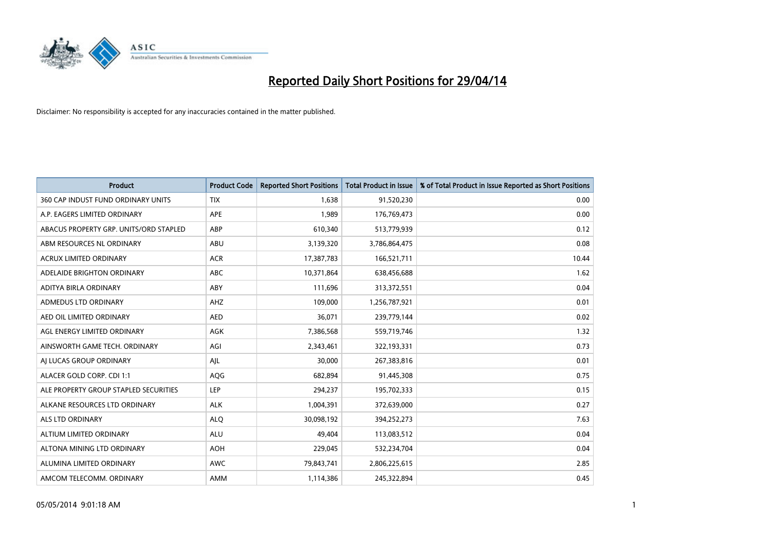# Reported Daily Short Positions for 29/04/14

Disclaimer: No responsibility is accepted for any inaccuracies contained in the matter published.

| Product | Product Code | Reported Short Positions | Total Product in Issue | % of Total Product in Issue Reported as Short Positions |
|---|---|---|---|---|
| 360 CAP INDUST FUND ORDINARY UNITS | TIX | 1,638 | 91,520,230 | 0.00 |
| A.P. EAGERS LIMITED ORDINARY | APE | 1,989 | 176,769,473 | 0.00 |
| ABACUS PROPERTY GRP. UNITS/ORD STAPLED | ABP | 610,340 | 513,779,939 | 0.12 |
| ABM RESOURCES NL ORDINARY | ABU | 3,139,320 | 3,786,864,475 | 0.08 |
| ACRUX LIMITED ORDINARY | ACR | 17,387,783 | 166,521,711 | 10.44 |
| ADELAIDE BRIGHTON ORDINARY | ABC | 10,371,864 | 638,456,688 | 1.62 |
| ADITYA BIRLA ORDINARY | ABY | 111,696 | 313,372,551 | 0.04 |
| ADMEDUS LTD ORDINARY | AHZ | 109,000 | 1,256,787,921 | 0.01 |
| AED OIL LIMITED ORDINARY | AED | 36,071 | 239,779,144 | 0.02 |
| AGL ENERGY LIMITED ORDINARY | AGK | 7,386,568 | 559,719,746 | 1.32 |
| AINSWORTH GAME TECH. ORDINARY | AGI | 2,343,461 | 322,193,331 | 0.73 |
| AJ LUCAS GROUP ORDINARY | AJL | 30,000 | 267,383,816 | 0.01 |
| ALACER GOLD CORP. CDI 1:1 | AQG | 682,894 | 91,445,308 | 0.75 |
| ALE PROPERTY GROUP STAPLED SECURITIES | LEP | 294,237 | 195,702,333 | 0.15 |
| ALKANE RESOURCES LTD ORDINARY | ALK | 1,004,391 | 372,639,000 | 0.27 |
| ALS LTD ORDINARY | ALQ | 30,098,192 | 394,252,273 | 7.63 |
| ALTIUM LIMITED ORDINARY | ALU | 49,404 | 113,083,512 | 0.04 |
| ALTONA MINING LTD ORDINARY | AOH | 229,045 | 532,234,704 | 0.04 |
| ALUMINA LIMITED ORDINARY | AWC | 79,843,741 | 2,806,225,615 | 2.85 |
| AMCOM TELECOMM. ORDINARY | AMM | 1,114,386 | 245,322,894 | 0.45 |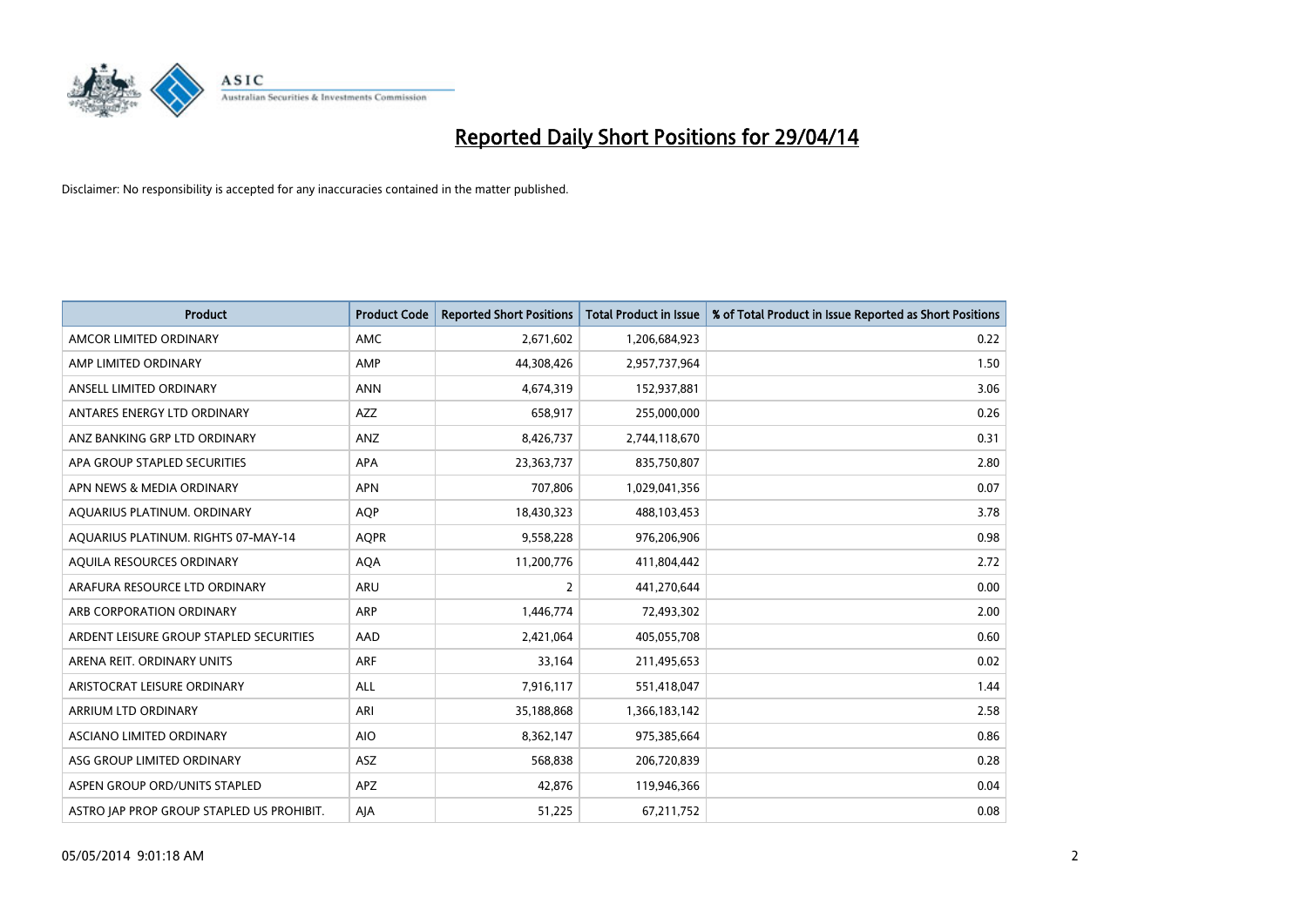# Reported Daily Short Positions for 29/04/14

Disclaimer: No responsibility is accepted for any inaccuracies contained in the matter published.

| Product | Product Code | Reported Short Positions | Total Product in Issue | % of Total Product in Issue Reported as Short Positions |
|---|---|---|---|---|
| AMCOR LIMITED ORDINARY | AMC | 2,671,602 | 1,206,684,923 | 0.22 |
| AMP LIMITED ORDINARY | AMP | 44,308,426 | 2,957,737,964 | 1.50 |
| ANSELL LIMITED ORDINARY | ANN | 4,674,319 | 152,937,881 | 3.06 |
| ANTARES ENERGY LTD ORDINARY | AZZ | 658,917 | 255,000,000 | 0.26 |
| ANZ BANKING GRP LTD ORDINARY | ANZ | 8,426,737 | 2,744,118,670 | 0.31 |
| APA GROUP STAPLED SECURITIES | APA | 23,363,737 | 835,750,807 | 2.80 |
| APN NEWS & MEDIA ORDINARY | APN | 707,806 | 1,029,041,356 | 0.07 |
| AQUARIUS PLATINUM. ORDINARY | AQP | 18,430,323 | 488,103,453 | 3.78 |
| AQUARIUS PLATINUM. RIGHTS 07-MAY-14 | AQPR | 9,558,228 | 976,206,906 | 0.98 |
| AQUILA RESOURCES ORDINARY | AQA | 11,200,776 | 411,804,442 | 2.72 |
| ARAFURA RESOURCE LTD ORDINARY | ARU | 2 | 441,270,644 | 0.00 |
| ARB CORPORATION ORDINARY | ARP | 1,446,774 | 72,493,302 | 2.00 |
| ARDENT LEISURE GROUP STAPLED SECURITIES | AAD | 2,421,064 | 405,055,708 | 0.60 |
| ARENA REIT. ORDINARY UNITS | ARF | 33,164 | 211,495,653 | 0.02 |
| ARISTOCRAT LEISURE ORDINARY | ALL | 7,916,117 | 551,418,047 | 1.44 |
| ARRIUM LTD ORDINARY | ARI | 35,188,868 | 1,366,183,142 | 2.58 |
| ASCIANO LIMITED ORDINARY | AIO | 8,362,147 | 975,385,664 | 0.86 |
| ASG GROUP LIMITED ORDINARY | ASZ | 568,838 | 206,720,839 | 0.28 |
| ASPEN GROUP ORD/UNITS STAPLED | APZ | 42,876 | 119,946,366 | 0.04 |
| ASTRO JAP PROP GROUP STAPLED US PROHIBIT. | AJA | 51,225 | 67,211,752 | 0.08 |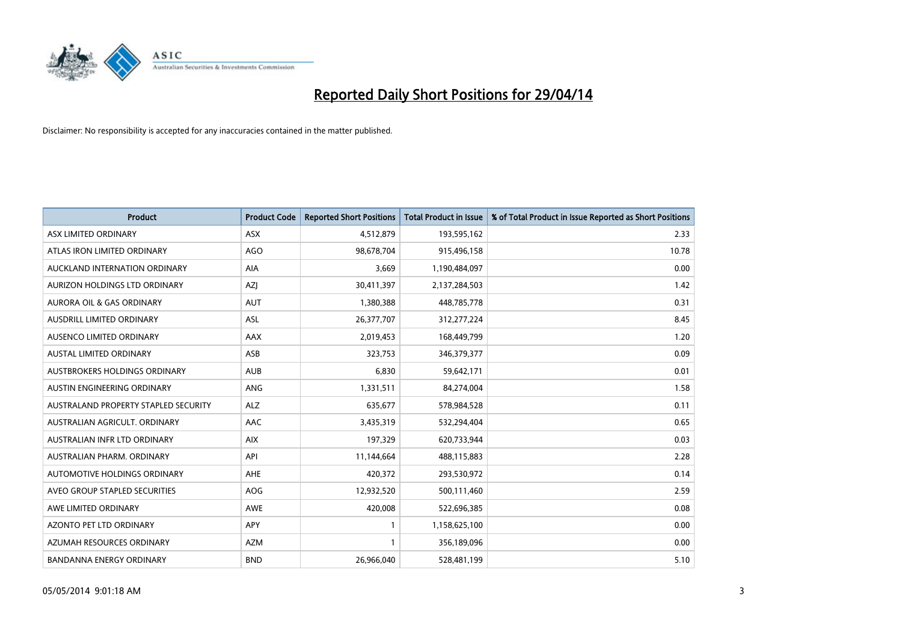# Reported Daily Short Positions for 29/04/14

Disclaimer: No responsibility is accepted for any inaccuracies contained in the matter published.

| Product | Product Code | Reported Short Positions | Total Product in Issue | % of Total Product in Issue Reported as Short Positions |
|---|---|---|---|---|
| ASX LIMITED ORDINARY | ASX | 4,512,879 | 193,595,162 | 2.33 |
| ATLAS IRON LIMITED ORDINARY | AGO | 98,678,704 | 915,496,158 | 10.78 |
| AUCKLAND INTERNATION ORDINARY | AIA | 3,669 | 1,190,484,097 | 0.00 |
| AURIZON HOLDINGS LTD ORDINARY | AZJ | 30,411,397 | 2,137,284,503 | 1.42 |
| AURORA OIL & GAS ORDINARY | AUT | 1,380,388 | 448,785,778 | 0.31 |
| AUSDRILL LIMITED ORDINARY | ASL | 26,377,707 | 312,277,224 | 8.45 |
| AUSENCO LIMITED ORDINARY | AAX | 2,019,453 | 168,449,799 | 1.20 |
| AUSTAL LIMITED ORDINARY | ASB | 323,753 | 346,379,377 | 0.09 |
| AUSTBROKERS HOLDINGS ORDINARY | AUB | 6,830 | 59,642,171 | 0.01 |
| AUSTIN ENGINEERING ORDINARY | ANG | 1,331,511 | 84,274,004 | 1.58 |
| AUSTRALAND PROPERTY STAPLED SECURITY | ALZ | 635,677 | 578,984,528 | 0.11 |
| AUSTRALIAN AGRICULT. ORDINARY | AAC | 3,435,319 | 532,294,404 | 0.65 |
| AUSTRALIAN INFR LTD ORDINARY | AIX | 197,329 | 620,733,944 | 0.03 |
| AUSTRALIAN PHARM. ORDINARY | API | 11,144,664 | 488,115,883 | 2.28 |
| AUTOMOTIVE HOLDINGS ORDINARY | AHE | 420,372 | 293,530,972 | 0.14 |
| AVEO GROUP STAPLED SECURITIES | AOG | 12,932,520 | 500,111,460 | 2.59 |
| AWE LIMITED ORDINARY | AWE | 420,008 | 522,696,385 | 0.08 |
| AZONTO PET LTD ORDINARY | APY | 1 | 1,158,625,100 | 0.00 |
| AZUMAH RESOURCES ORDINARY | AZM | 1 | 356,189,096 | 0.00 |
| BANDANNA ENERGY ORDINARY | BND | 26,966,040 | 528,481,199 | 5.10 |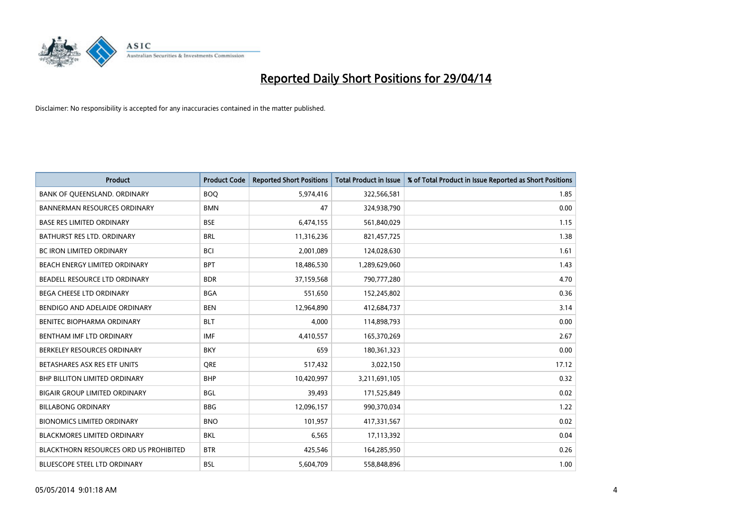# Reported Daily Short Positions for 29/04/14

Disclaimer: No responsibility is accepted for any inaccuracies contained in the matter published.

| Product | Product Code | Reported Short Positions | Total Product in Issue | % of Total Product in Issue Reported as Short Positions |
|---|---|---|---|---|
| BANK OF QUEENSLAND. ORDINARY | BOQ | 5,974,416 | 322,566,581 | 1.85 |
| BANNERMAN RESOURCES ORDINARY | BMN | 47 | 324,938,790 | 0.00 |
| BASE RES LIMITED ORDINARY | BSE | 6,474,155 | 561,840,029 | 1.15 |
| BATHURST RES LTD. ORDINARY | BRL | 11,316,236 | 821,457,725 | 1.38 |
| BC IRON LIMITED ORDINARY | BCI | 2,001,089 | 124,028,630 | 1.61 |
| BEACH ENERGY LIMITED ORDINARY | BPT | 18,486,530 | 1,289,629,060 | 1.43 |
| BEADELL RESOURCE LTD ORDINARY | BDR | 37,159,568 | 790,777,280 | 4.70 |
| BEGA CHEESE LTD ORDINARY | BGA | 551,650 | 152,245,802 | 0.36 |
| BENDIGO AND ADELAIDE ORDINARY | BEN | 12,964,890 | 412,684,737 | 3.14 |
| BENITEC BIOPHARMA ORDINARY | BLT | 4,000 | 114,898,793 | 0.00 |
| BENTHAM IMF LTD ORDINARY | IMF | 4,410,557 | 165,370,269 | 2.67 |
| BERKELEY RESOURCES ORDINARY | BKY | 659 | 180,361,323 | 0.00 |
| BETASHARES ASX RES ETF UNITS | QRE | 517,432 | 3,022,150 | 17.12 |
| BHP BILLITON LIMITED ORDINARY | BHP | 10,420,997 | 3,211,691,105 | 0.32 |
| BIGAIR GROUP LIMITED ORDINARY | BGL | 39,493 | 171,525,849 | 0.02 |
| BILLABONG ORDINARY | BBG | 12,096,157 | 990,370,034 | 1.22 |
| BIONOMICS LIMITED ORDINARY | BNO | 101,957 | 417,331,567 | 0.02 |
| BLACKMORES LIMITED ORDINARY | BKL | 6,565 | 17,113,392 | 0.04 |
| BLACKTHORN RESOURCES ORD US PROHIBITED | BTR | 425,546 | 164,285,950 | 0.26 |
| BLUESCOPE STEEL LTD ORDINARY | BSL | 5,604,709 | 558,848,896 | 1.00 |

05/05/2014 9:01:18 AM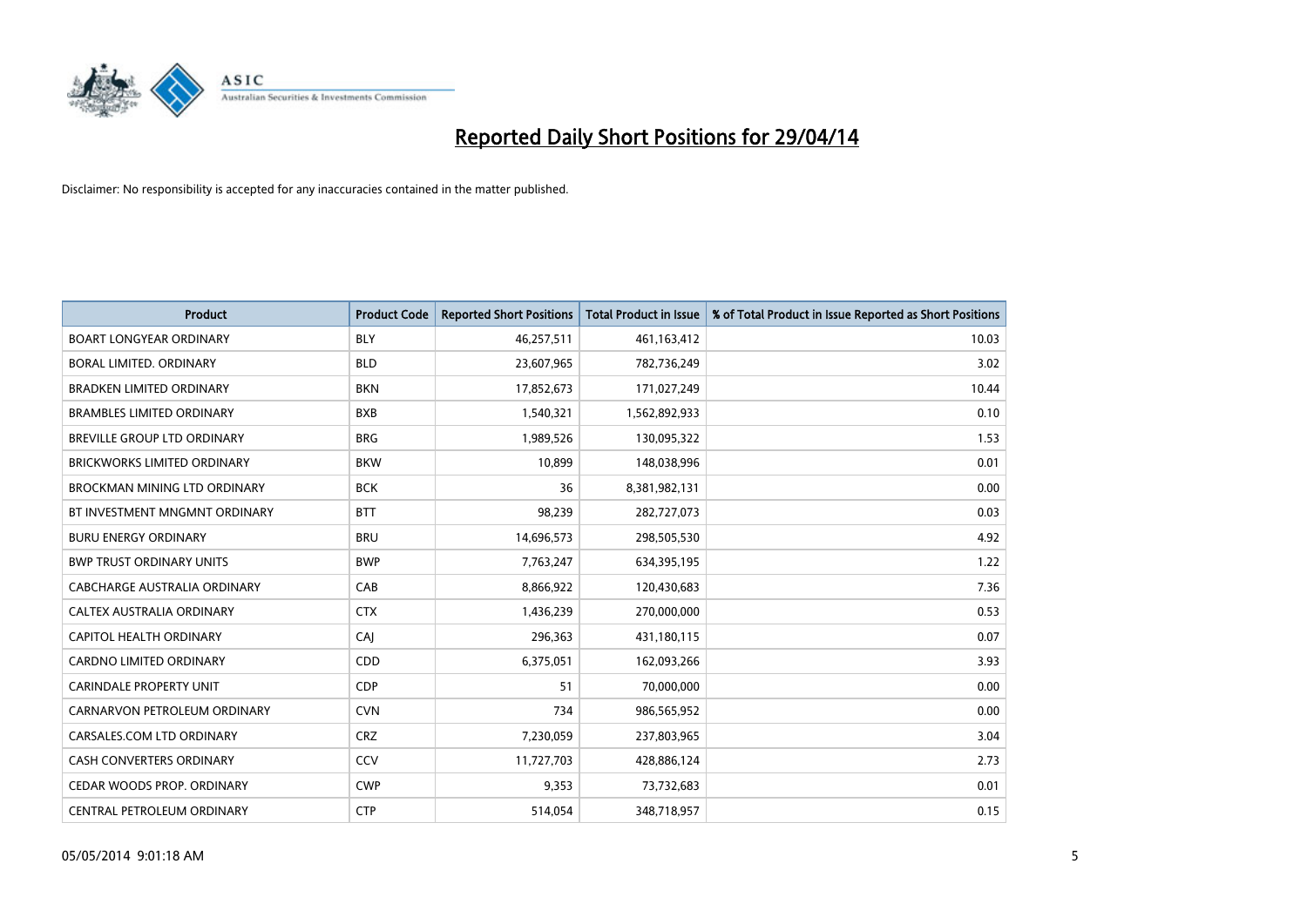# Reported Daily Short Positions for 29/04/14

Disclaimer: No responsibility is accepted for any inaccuracies contained in the matter published.

| Product | Product Code | Reported Short Positions | Total Product in Issue | % of Total Product in Issue Reported as Short Positions |
|---|---|---|---|---|
| BOART LONGYEAR ORDINARY | BLY | 46,257,511 | 461,163,412 | 10.03 |
| BORAL LIMITED. ORDINARY | BLD | 23,607,965 | 782,736,249 | 3.02 |
| BRADKEN LIMITED ORDINARY | BKN | 17,852,673 | 171,027,249 | 10.44 |
| BRAMBLES LIMITED ORDINARY | BXB | 1,540,321 | 1,562,892,933 | 0.10 |
| BREVILLE GROUP LTD ORDINARY | BRG | 1,989,526 | 130,095,322 | 1.53 |
| BRICKWORKS LIMITED ORDINARY | BKW | 10,899 | 148,038,996 | 0.01 |
| BROCKMAN MINING LTD ORDINARY | BCK | 36 | 8,381,982,131 | 0.00 |
| BT INVESTMENT MNGMNT ORDINARY | BTT | 98,239 | 282,727,073 | 0.03 |
| BURU ENERGY ORDINARY | BRU | 14,696,573 | 298,505,530 | 4.92 |
| BWP TRUST ORDINARY UNITS | BWP | 7,763,247 | 634,395,195 | 1.22 |
| CABCHARGE AUSTRALIA ORDINARY | CAB | 8,866,922 | 120,430,683 | 7.36 |
| CALTEX AUSTRALIA ORDINARY | CTX | 1,436,239 | 270,000,000 | 0.53 |
| CAPITOL HEALTH ORDINARY | CAJ | 296,363 | 431,180,115 | 0.07 |
| CARDNO LIMITED ORDINARY | CDD | 6,375,051 | 162,093,266 | 3.93 |
| CARINDALE PROPERTY UNIT | CDP | 51 | 70,000,000 | 0.00 |
| CARNARVON PETROLEUM ORDINARY | CVN | 734 | 986,565,952 | 0.00 |
| CARSALES.COM LTD ORDINARY | CRZ | 7,230,059 | 237,803,965 | 3.04 |
| CASH CONVERTERS ORDINARY | CCV | 11,727,703 | 428,886,124 | 2.73 |
| CEDAR WOODS PROP. ORDINARY | CWP | 9,353 | 73,732,683 | 0.01 |
| CENTRAL PETROLEUM ORDINARY | CTP | 514,054 | 348,718,957 | 0.15 |

05/05/2014 9:01:18 AM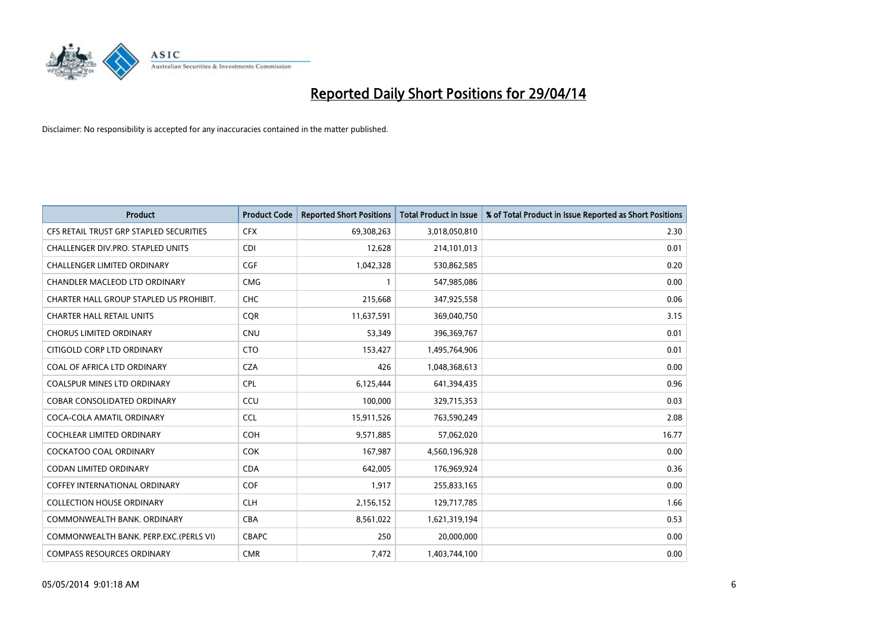# Reported Daily Short Positions for 29/04/14

Disclaimer: No responsibility is accepted for any inaccuracies contained in the matter published.

| Product | Product Code | Reported Short Positions | Total Product in Issue | % of Total Product in Issue Reported as Short Positions |
|---|---|---|---|---|
| CFS RETAIL TRUST GRP STAPLED SECURITIES | CFX | 69,308,263 | 3,018,050,810 | 2.30 |
| CHALLENGER DIV.PRO. STAPLED UNITS | CDI | 12,628 | 214,101,013 | 0.01 |
| CHALLENGER LIMITED ORDINARY | CGF | 1,042,328 | 530,862,585 | 0.20 |
| CHANDLER MACLEOD LTD ORDINARY | CMG | 1 | 547,985,086 | 0.00 |
| CHARTER HALL GROUP STAPLED US PROHIBIT. | CHC | 215,668 | 347,925,558 | 0.06 |
| CHARTER HALL RETAIL UNITS | CQR | 11,637,591 | 369,040,750 | 3.15 |
| CHORUS LIMITED ORDINARY | CNU | 53,349 | 396,369,767 | 0.01 |
| CITIGOLD CORP LTD ORDINARY | CTO | 153,427 | 1,495,764,906 | 0.01 |
| COAL OF AFRICA LTD ORDINARY | CZA | 426 | 1,048,368,613 | 0.00 |
| COALSPUR MINES LTD ORDINARY | CPL | 6,125,444 | 641,394,435 | 0.96 |
| COBAR CONSOLIDATED ORDINARY | CCU | 100,000 | 329,715,353 | 0.03 |
| COCA-COLA AMATIL ORDINARY | CCL | 15,911,526 | 763,590,249 | 2.08 |
| COCHLEAR LIMITED ORDINARY | COH | 9,571,885 | 57,062,020 | 16.77 |
| COCKATOO COAL ORDINARY | COK | 167,987 | 4,560,196,928 | 0.00 |
| CODAN LIMITED ORDINARY | CDA | 642,005 | 176,969,924 | 0.36 |
| COFFEY INTERNATIONAL ORDINARY | COF | 1,917 | 255,833,165 | 0.00 |
| COLLECTION HOUSE ORDINARY | CLH | 2,156,152 | 129,717,785 | 1.66 |
| COMMONWEALTH BANK. ORDINARY | CBA | 8,561,022 | 1,621,319,194 | 0.53 |
| COMMONWEALTH BANK. PERP.EXC.(PERLS VI) | CBAPC | 250 | 20,000,000 | 0.00 |
| COMPASS RESOURCES ORDINARY | CMR | 7,472 | 1,403,744,100 | 0.00 |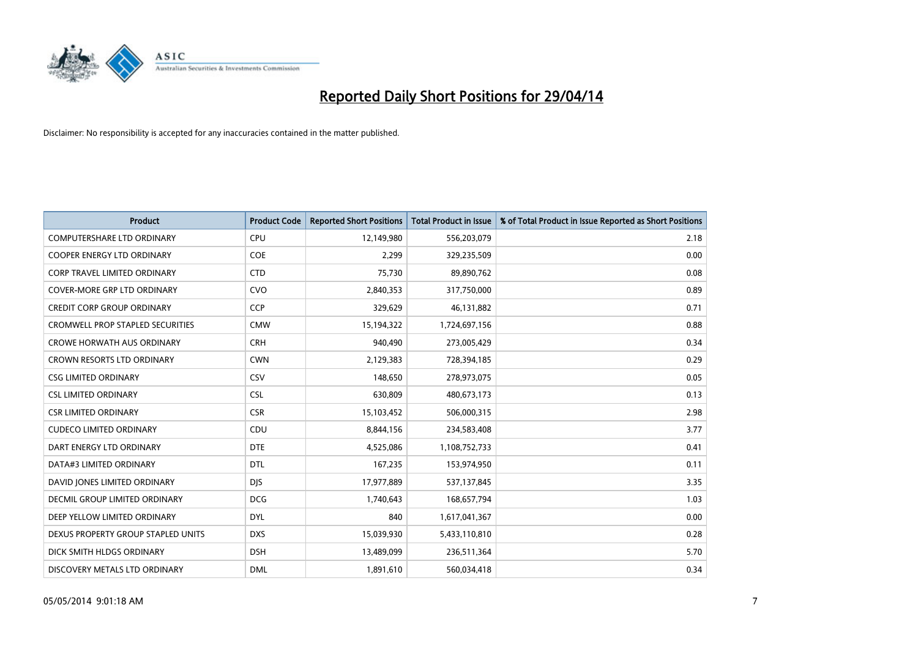# Reported Daily Short Positions for 29/04/14

Disclaimer: No responsibility is accepted for any inaccuracies contained in the matter published.

| Product | Product Code | Reported Short Positions | Total Product in Issue | % of Total Product in Issue Reported as Short Positions |
|---|---|---|---|---|
| COMPUTERSHARE LTD ORDINARY | CPU | 12,149,980 | 556,203,079 | 2.18 |
| COOPER ENERGY LTD ORDINARY | COE | 2,299 | 329,235,509 | 0.00 |
| CORP TRAVEL LIMITED ORDINARY | CTD | 75,730 | 89,890,762 | 0.08 |
| COVER-MORE GRP LTD ORDINARY | CVO | 2,840,353 | 317,750,000 | 0.89 |
| CREDIT CORP GROUP ORDINARY | CCP | 329,629 | 46,131,882 | 0.71 |
| CROMWELL PROP STAPLED SECURITIES | CMW | 15,194,322 | 1,724,697,156 | 0.88 |
| CROWE HORWATH AUS ORDINARY | CRH | 940,490 | 273,005,429 | 0.34 |
| CROWN RESORTS LTD ORDINARY | CWN | 2,129,383 | 728,394,185 | 0.29 |
| CSG LIMITED ORDINARY | CSV | 148,650 | 278,973,075 | 0.05 |
| CSL LIMITED ORDINARY | CSL | 630,809 | 480,673,173 | 0.13 |
| CSR LIMITED ORDINARY | CSR | 15,103,452 | 506,000,315 | 2.98 |
| CUDECO LIMITED ORDINARY | CDU | 8,844,156 | 234,583,408 | 3.77 |
| DART ENERGY LTD ORDINARY | DTE | 4,525,086 | 1,108,752,733 | 0.41 |
| DATA#3 LIMITED ORDINARY | DTL | 167,235 | 153,974,950 | 0.11 |
| DAVID JONES LIMITED ORDINARY | DJS | 17,977,889 | 537,137,845 | 3.35 |
| DECMIL GROUP LIMITED ORDINARY | DCG | 1,740,643 | 168,657,794 | 1.03 |
| DEEP YELLOW LIMITED ORDINARY | DYL | 840 | 1,617,041,367 | 0.00 |
| DEXUS PROPERTY GROUP STAPLED UNITS | DXS | 15,039,930 | 5,433,110,810 | 0.28 |
| DICK SMITH HLDGS ORDINARY | DSH | 13,489,099 | 236,511,364 | 5.70 |
| DISCOVERY METALS LTD ORDINARY | DML | 1,891,610 | 560,034,418 | 0.34 |

05/05/2014 9:01:18 AM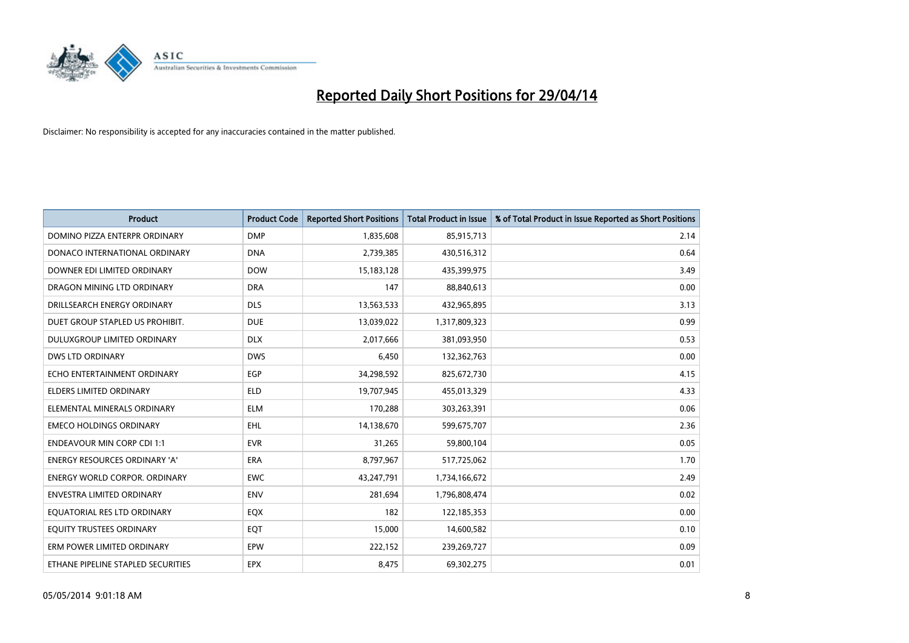# Reported Daily Short Positions for 29/04/14

Disclaimer: No responsibility is accepted for any inaccuracies contained in the matter published.

| Product | Product Code | Reported Short Positions | Total Product in Issue | % of Total Product in Issue Reported as Short Positions |
| --- | --- | --- | --- | --- |
| DOMINO PIZZA ENTERPR ORDINARY | DMP | 1,835,608 | 85,915,713 | 2.14 |
| DONACO INTERNATIONAL ORDINARY | DNA | 2,739,385 | 430,516,312 | 0.64 |
| DOWNER EDI LIMITED ORDINARY | DOW | 15,183,128 | 435,399,975 | 3.49 |
| DRAGON MINING LTD ORDINARY | DRA | 147 | 88,840,613 | 0.00 |
| DRILLSEARCH ENERGY ORDINARY | DLS | 13,563,533 | 432,965,895 | 3.13 |
| DUET GROUP STAPLED US PROHIBIT. | DUE | 13,039,022 | 1,317,809,323 | 0.99 |
| DULUXGROUP LIMITED ORDINARY | DLX | 2,017,666 | 381,093,950 | 0.53 |
| DWS LTD ORDINARY | DWS | 6,450 | 132,362,763 | 0.00 |
| ECHO ENTERTAINMENT ORDINARY | EGP | 34,298,592 | 825,672,730 | 4.15 |
| ELDERS LIMITED ORDINARY | ELD | 19,707,945 | 455,013,329 | 4.33 |
| ELEMENTAL MINERALS ORDINARY | ELM | 170,288 | 303,263,391 | 0.06 |
| EMECO HOLDINGS ORDINARY | EHL | 14,138,670 | 599,675,707 | 2.36 |
| ENDEAVOUR MIN CORP CDI 1:1 | EVR | 31,265 | 59,800,104 | 0.05 |
| ENERGY RESOURCES ORDINARY 'A' | ERA | 8,797,967 | 517,725,062 | 1.70 |
| ENERGY WORLD CORPOR. ORDINARY | EWC | 43,247,791 | 1,734,166,672 | 2.49 |
| ENVESTRA LIMITED ORDINARY | ENV | 281,694 | 1,796,808,474 | 0.02 |
| EQUATORIAL RES LTD ORDINARY | EQX | 182 | 122,185,353 | 0.00 |
| EQUITY TRUSTEES ORDINARY | EQT | 15,000 | 14,600,582 | 0.10 |
| ERM POWER LIMITED ORDINARY | EPW | 222,152 | 239,269,727 | 0.09 |
| ETHANE PIPELINE STAPLED SECURITIES | EPX | 8,475 | 69,302,275 | 0.01 |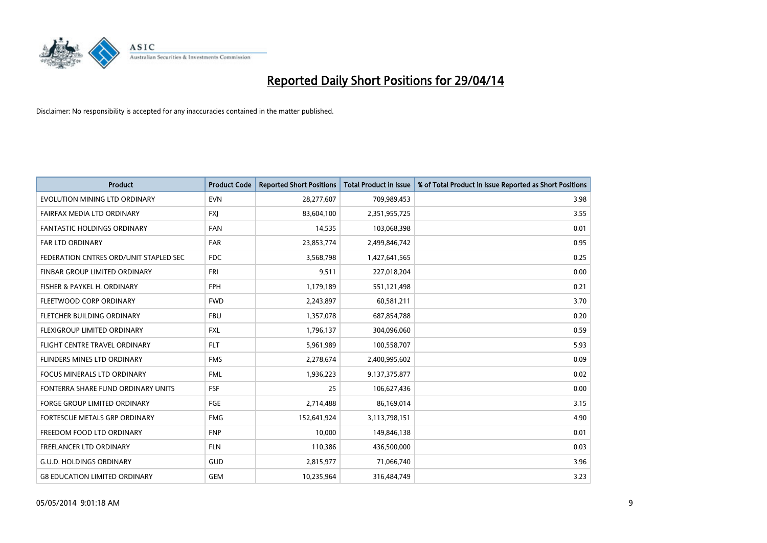# Reported Daily Short Positions for 29/04/14

Disclaimer: No responsibility is accepted for any inaccuracies contained in the matter published.

| Product | Product Code | Reported Short Positions | Total Product in Issue | % of Total Product in Issue Reported as Short Positions |
| --- | --- | --- | --- | --- |
| EVOLUTION MINING LTD ORDINARY | EVN | 28,277,607 | 709,989,453 | 3.98 |
| FAIRFAX MEDIA LTD ORDINARY | FXJ | 83,604,100 | 2,351,955,725 | 3.55 |
| FANTASTIC HOLDINGS ORDINARY | FAN | 14,535 | 103,068,398 | 0.01 |
| FAR LTD ORDINARY | FAR | 23,853,774 | 2,499,846,742 | 0.95 |
| FEDERATION CNTRES ORD/UNIT STAPLED SEC | FDC | 3,568,798 | 1,427,641,565 | 0.25 |
| FINBAR GROUP LIMITED ORDINARY | FRI | 9,511 | 227,018,204 | 0.00 |
| FISHER & PAYKEL H. ORDINARY | FPH | 1,179,189 | 551,121,498 | 0.21 |
| FLEETWOOD CORP ORDINARY | FWD | 2,243,897 | 60,581,211 | 3.70 |
| FLETCHER BUILDING ORDINARY | FBU | 1,357,078 | 687,854,788 | 0.20 |
| FLEXIGROUP LIMITED ORDINARY | FXL | 1,796,137 | 304,096,060 | 0.59 |
| FLIGHT CENTRE TRAVEL ORDINARY | FLT | 5,961,989 | 100,558,707 | 5.93 |
| FLINDERS MINES LTD ORDINARY | FMS | 2,278,674 | 2,400,995,602 | 0.09 |
| FOCUS MINERALS LTD ORDINARY | FML | 1,936,223 | 9,137,375,877 | 0.02 |
| FONTERRA SHARE FUND ORDINARY UNITS | FSF | 25 | 106,627,436 | 0.00 |
| FORGE GROUP LIMITED ORDINARY | FGE | 2,714,488 | 86,169,014 | 3.15 |
| FORTESCUE METALS GRP ORDINARY | FMG | 152,641,924 | 3,113,798,151 | 4.90 |
| FREEDOM FOOD LTD ORDINARY | FNP | 10,000 | 149,846,138 | 0.01 |
| FREELANCER LTD ORDINARY | FLN | 110,386 | 436,500,000 | 0.03 |
| G.U.D. HOLDINGS ORDINARY | GUD | 2,815,977 | 71,066,740 | 3.96 |
| G8 EDUCATION LIMITED ORDINARY | GEM | 10,235,964 | 316,484,749 | 3.23 |

05/05/2014 9:01:18 AM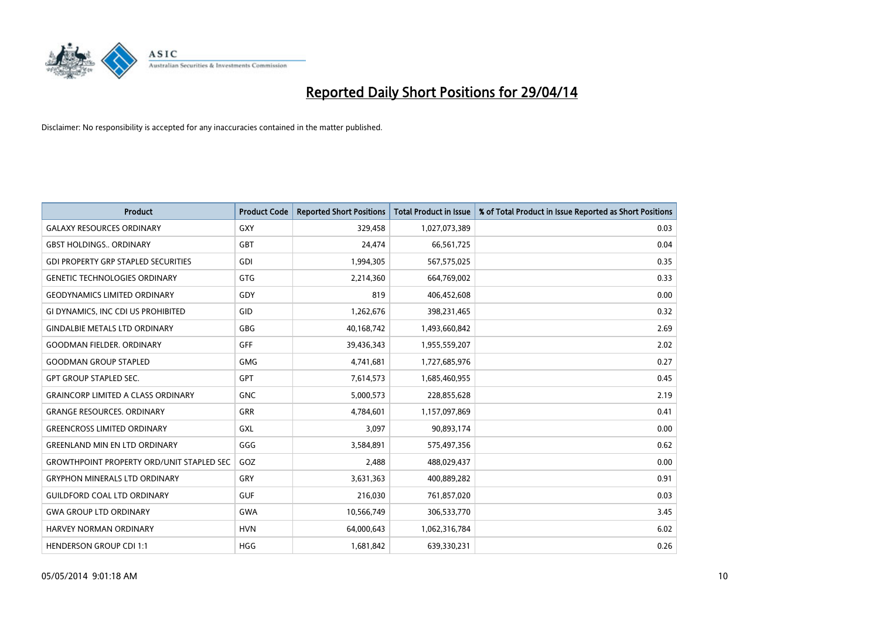# Reported Daily Short Positions for 29/04/14

Disclaimer: No responsibility is accepted for any inaccuracies contained in the matter published.

| Product | Product Code | Reported Short Positions | Total Product in Issue | % of Total Product in Issue Reported as Short Positions |
|---|---|---|---|---|
| GALAXY RESOURCES ORDINARY | GXY | 329,458 | 1,027,073,389 | 0.03 |
| GBST HOLDINGS.. ORDINARY | GBT | 24,474 | 66,561,725 | 0.04 |
| GDI PROPERTY GRP STAPLED SECURITIES | GDI | 1,994,305 | 567,575,025 | 0.35 |
| GENETIC TECHNOLOGIES ORDINARY | GTG | 2,214,360 | 664,769,002 | 0.33 |
| GEODYNAMICS LIMITED ORDINARY | GDY | 819 | 406,452,608 | 0.00 |
| GI DYNAMICS, INC CDI US PROHIBITED | GID | 1,262,676 | 398,231,465 | 0.32 |
| GINDALBIE METALS LTD ORDINARY | GBG | 40,168,742 | 1,493,660,842 | 2.69 |
| GOODMAN FIELDER. ORDINARY | GFF | 39,436,343 | 1,955,559,207 | 2.02 |
| GOODMAN GROUP STAPLED | GMG | 4,741,681 | 1,727,685,976 | 0.27 |
| GPT GROUP STAPLED SEC. | GPT | 7,614,573 | 1,685,460,955 | 0.45 |
| GRAINCORP LIMITED A CLASS ORDINARY | GNC | 5,000,573 | 228,855,628 | 2.19 |
| GRANGE RESOURCES. ORDINARY | GRR | 4,784,601 | 1,157,097,869 | 0.41 |
| GREENCROSS LIMITED ORDINARY | GXL | 3,097 | 90,893,174 | 0.00 |
| GREENLAND MIN EN LTD ORDINARY | GGG | 3,584,891 | 575,497,356 | 0.62 |
| GROWTHPOINT PROPERTY ORD/UNIT STAPLED SEC | GOZ | 2,488 | 488,029,437 | 0.00 |
| GRYPHON MINERALS LTD ORDINARY | GRY | 3,631,363 | 400,889,282 | 0.91 |
| GUILDFORD COAL LTD ORDINARY | GUF | 216,030 | 761,857,020 | 0.03 |
| GWA GROUP LTD ORDINARY | GWA | 10,566,749 | 306,533,770 | 3.45 |
| HARVEY NORMAN ORDINARY | HVN | 64,000,643 | 1,062,316,784 | 6.02 |
| HENDERSON GROUP CDI 1:1 | HGG | 1,681,842 | 639,330,231 | 0.26 |

05/05/2014 9:01:18 AM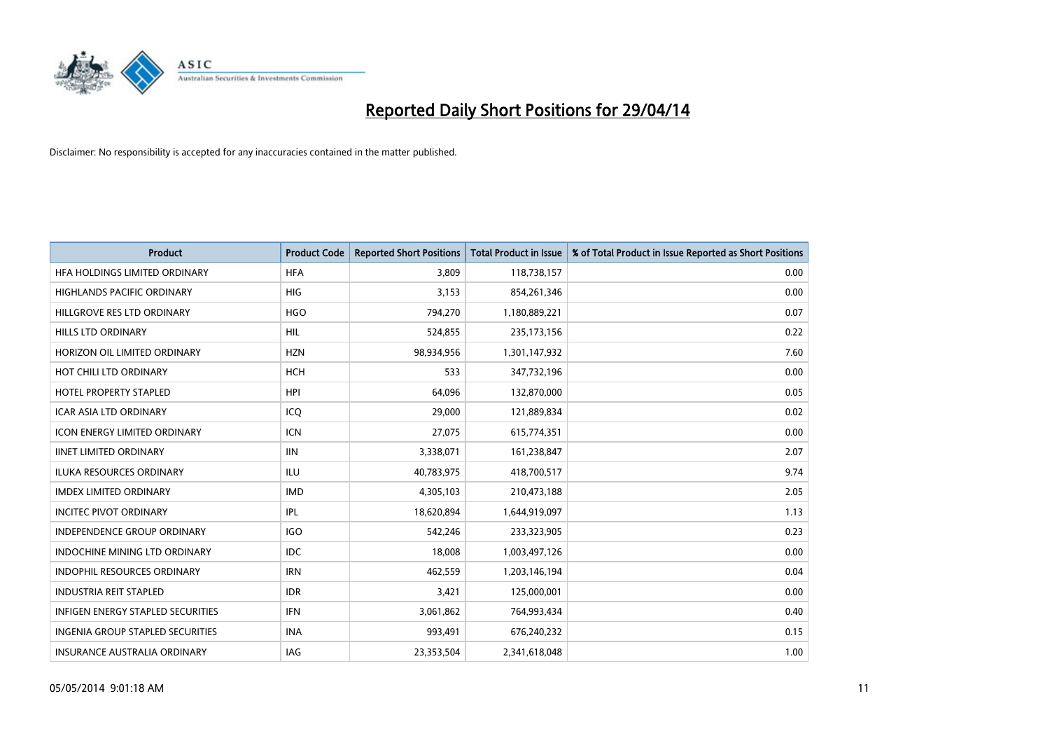# Reported Daily Short Positions for 29/04/14

Disclaimer: No responsibility is accepted for any inaccuracies contained in the matter published.

| Product | Product Code | Reported Short Positions | Total Product in Issue | % of Total Product in Issue Reported as Short Positions |
|---|---|---|---|---|
| HFA HOLDINGS LIMITED ORDINARY | HFA | 3,809 | 118,738,157 | 0.00 |
| HIGHLANDS PACIFIC ORDINARY | HIG | 3,153 | 854,261,346 | 0.00 |
| HILLGROVE RES LTD ORDINARY | HGO | 794,270 | 1,180,889,221 | 0.07 |
| HILLS LTD ORDINARY | HIL | 524,855 | 235,173,156 | 0.22 |
| HORIZON OIL LIMITED ORDINARY | HZN | 98,934,956 | 1,301,147,932 | 7.60 |
| HOT CHILI LTD ORDINARY | HCH | 533 | 347,732,196 | 0.00 |
| HOTEL PROPERTY STAPLED | HPI | 64,096 | 132,870,000 | 0.05 |
| ICAR ASIA LTD ORDINARY | ICQ | 29,000 | 121,889,834 | 0.02 |
| ICON ENERGY LIMITED ORDINARY | ICN | 27,075 | 615,774,351 | 0.00 |
| IINET LIMITED ORDINARY | IIN | 3,338,071 | 161,238,847 | 2.07 |
| ILUKA RESOURCES ORDINARY | ILU | 40,783,975 | 418,700,517 | 9.74 |
| IMDEX LIMITED ORDINARY | IMD | 4,305,103 | 210,473,188 | 2.05 |
| INCITEC PIVOT ORDINARY | IPL | 18,620,894 | 1,644,919,097 | 1.13 |
| INDEPENDENCE GROUP ORDINARY | IGO | 542,246 | 233,323,905 | 0.23 |
| INDOCHINE MINING LTD ORDINARY | IDC | 18,008 | 1,003,497,126 | 0.00 |
| INDOPHIL RESOURCES ORDINARY | IRN | 462,559 | 1,203,146,194 | 0.04 |
| INDUSTRIA REIT STAPLED | IDR | 3,421 | 125,000,001 | 0.00 |
| INFIGEN ENERGY STAPLED SECURITIES | IFN | 3,061,862 | 764,993,434 | 0.40 |
| INGENIA GROUP STAPLED SECURITIES | INA | 993,491 | 676,240,232 | 0.15 |
| INSURANCE AUSTRALIA ORDINARY | IAG | 23,353,504 | 2,341,618,048 | 1.00 |

05/05/2014 9:01:18 AM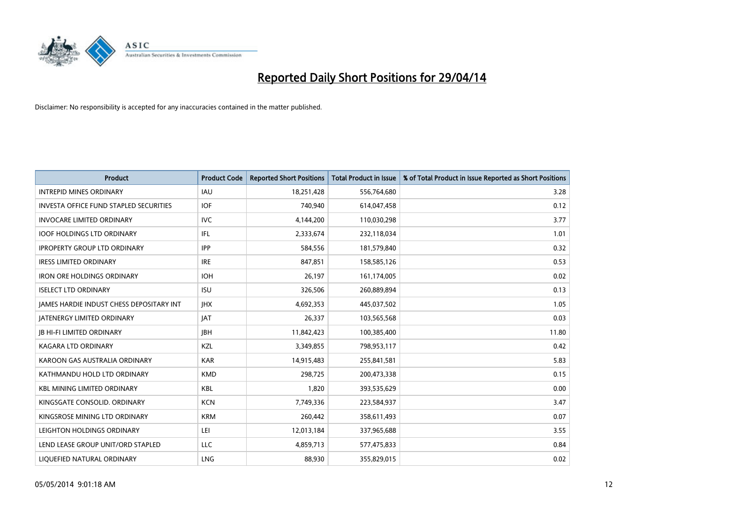# Reported Daily Short Positions for 29/04/14

Disclaimer: No responsibility is accepted for any inaccuracies contained in the matter published.

| Product | Product Code | Reported Short Positions | Total Product in Issue | % of Total Product in Issue Reported as Short Positions |
|---|---|---|---|---|
| INTREPID MINES ORDINARY | IAU | 18,251,428 | 556,764,680 | 3.28 |
| INVESTA OFFICE FUND STAPLED SECURITIES | IOF | 740,940 | 614,047,458 | 0.12 |
| INVOCARE LIMITED ORDINARY | IVC | 4,144,200 | 110,030,298 | 3.77 |
| IOOF HOLDINGS LTD ORDINARY | IFL | 2,333,674 | 232,118,034 | 1.01 |
| IPROPERTY GROUP LTD ORDINARY | IPP | 584,556 | 181,579,840 | 0.32 |
| IRESS LIMITED ORDINARY | IRE | 847,851 | 158,585,126 | 0.53 |
| IRON ORE HOLDINGS ORDINARY | IOH | 26,197 | 161,174,005 | 0.02 |
| ISELECT LTD ORDINARY | ISU | 326,506 | 260,889,894 | 0.13 |
| JAMES HARDIE INDUST CHESS DEPOSITARY INT | JHX | 4,692,353 | 445,037,502 | 1.05 |
| JATENERGY LIMITED ORDINARY | JAT | 26,337 | 103,565,568 | 0.03 |
| JB HI-FI LIMITED ORDINARY | JBH | 11,842,423 | 100,385,400 | 11.80 |
| KAGARA LTD ORDINARY | KZL | 3,349,855 | 798,953,117 | 0.42 |
| KAROON GAS AUSTRALIA ORDINARY | KAR | 14,915,483 | 255,841,581 | 5.83 |
| KATHMANDU HOLD LTD ORDINARY | KMD | 298,725 | 200,473,338 | 0.15 |
| KBL MINING LIMITED ORDINARY | KBL | 1,820 | 393,535,629 | 0.00 |
| KINGSGATE CONSOLID. ORDINARY | KCN | 7,749,336 | 223,584,937 | 3.47 |
| KINGSROSE MINING LTD ORDINARY | KRM | 260,442 | 358,611,493 | 0.07 |
| LEIGHTON HOLDINGS ORDINARY | LEI | 12,013,184 | 337,965,688 | 3.55 |
| LEND LEASE GROUP UNIT/ORD STAPLED | LLC | 4,859,713 | 577,475,833 | 0.84 |
| LIQUEFIED NATURAL ORDINARY | LNG | 88,930 | 355,829,015 | 0.02 |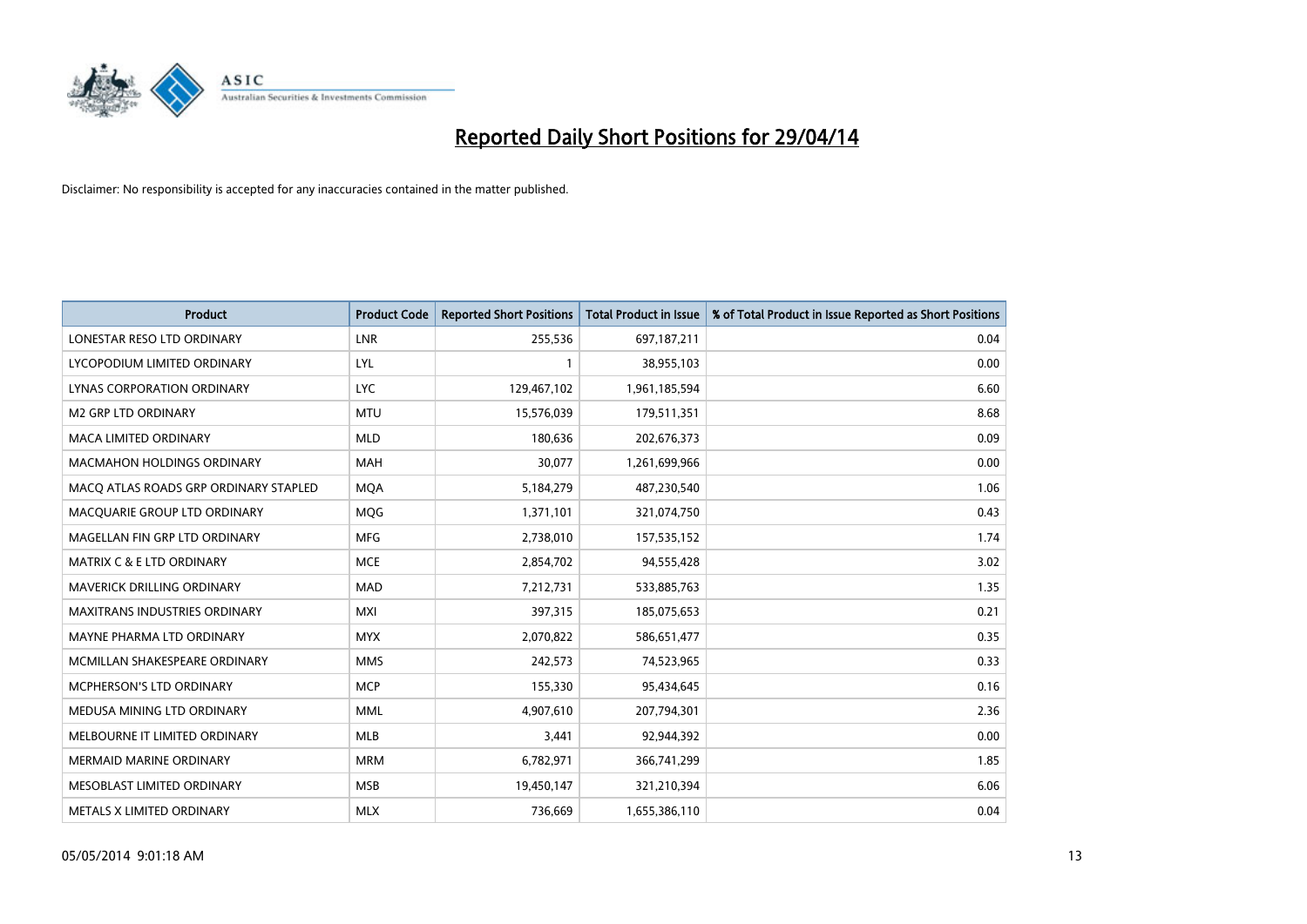# Reported Daily Short Positions for 29/04/14

Disclaimer: No responsibility is accepted for any inaccuracies contained in the matter published.

| Product | Product Code | Reported Short Positions | Total Product in Issue | % of Total Product in Issue Reported as Short Positions |
|---|---|---|---|---|
| LONESTAR RESO LTD ORDINARY | LNR | 255,536 | 697,187,211 | 0.04 |
| LYCOPODIUM LIMITED ORDINARY | LYL | 1 | 38,955,103 | 0.00 |
| LYNAS CORPORATION ORDINARY | LYC | 129,467,102 | 1,961,185,594 | 6.60 |
| M2 GRP LTD ORDINARY | MTU | 15,576,039 | 179,511,351 | 8.68 |
| MACA LIMITED ORDINARY | MLD | 180,636 | 202,676,373 | 0.09 |
| MACMAHON HOLDINGS ORDINARY | MAH | 30,077 | 1,261,699,966 | 0.00 |
| MACQ ATLAS ROADS GRP ORDINARY STAPLED | MQA | 5,184,279 | 487,230,540 | 1.06 |
| MACQUARIE GROUP LTD ORDINARY | MQG | 1,371,101 | 321,074,750 | 0.43 |
| MAGELLAN FIN GRP LTD ORDINARY | MFG | 2,738,010 | 157,535,152 | 1.74 |
| MATRIX C & E LTD ORDINARY | MCE | 2,854,702 | 94,555,428 | 3.02 |
| MAVERICK DRILLING ORDINARY | MAD | 7,212,731 | 533,885,763 | 1.35 |
| MAXITRANS INDUSTRIES ORDINARY | MXI | 397,315 | 185,075,653 | 0.21 |
| MAYNE PHARMA LTD ORDINARY | MYX | 2,070,822 | 586,651,477 | 0.35 |
| MCMILLAN SHAKESPEARE ORDINARY | MMS | 242,573 | 74,523,965 | 0.33 |
| MCPHERSON'S LTD ORDINARY | MCP | 155,330 | 95,434,645 | 0.16 |
| MEDUSA MINING LTD ORDINARY | MML | 4,907,610 | 207,794,301 | 2.36 |
| MELBOURNE IT LIMITED ORDINARY | MLB | 3,441 | 92,944,392 | 0.00 |
| MERMAID MARINE ORDINARY | MRM | 6,782,971 | 366,741,299 | 1.85 |
| MESOBLAST LIMITED ORDINARY | MSB | 19,450,147 | 321,210,394 | 6.06 |
| METALS X LIMITED ORDINARY | MLX | 736,669 | 1,655,386,110 | 0.04 |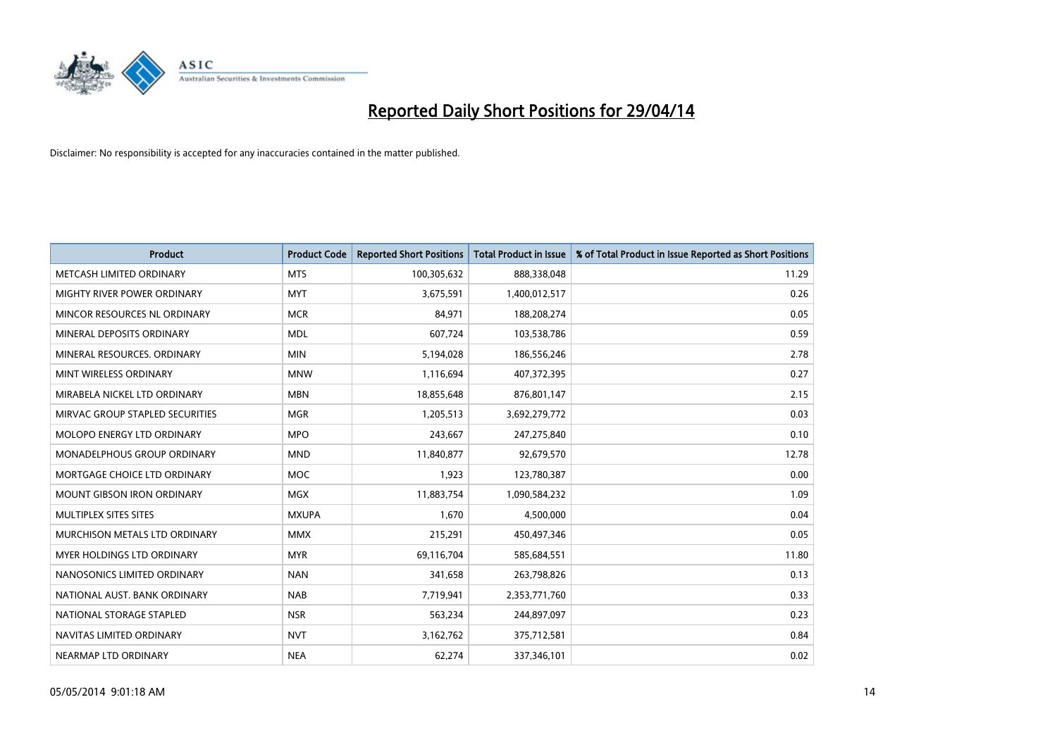# Reported Daily Short Positions for 29/04/14

Disclaimer: No responsibility is accepted for any inaccuracies contained in the matter published.

| Product | Product Code | Reported Short Positions | Total Product in Issue | % of Total Product in Issue Reported as Short Positions |
|---|---|---|---|---|
| METCASH LIMITED ORDINARY | MTS | 100,305,632 | 888,338,048 | 11.29 |
| MIGHTY RIVER POWER ORDINARY | MYT | 3,675,591 | 1,400,012,517 | 0.26 |
| MINCOR RESOURCES NL ORDINARY | MCR | 84,971 | 188,208,274 | 0.05 |
| MINERAL DEPOSITS ORDINARY | MDL | 607,724 | 103,538,786 | 0.59 |
| MINERAL RESOURCES. ORDINARY | MIN | 5,194,028 | 186,556,246 | 2.78 |
| MINT WIRELESS ORDINARY | MNW | 1,116,694 | 407,372,395 | 0.27 |
| MIRABELA NICKEL LTD ORDINARY | MBN | 18,855,648 | 876,801,147 | 2.15 |
| MIRVAC GROUP STAPLED SECURITIES | MGR | 1,205,513 | 3,692,279,772 | 0.03 |
| MOLOPO ENERGY LTD ORDINARY | MPO | 243,667 | 247,275,840 | 0.10 |
| MONADELPHOUS GROUP ORDINARY | MND | 11,840,877 | 92,679,570 | 12.78 |
| MORTGAGE CHOICE LTD ORDINARY | MOC | 1,923 | 123,780,387 | 0.00 |
| MOUNT GIBSON IRON ORDINARY | MGX | 11,883,754 | 1,090,584,232 | 1.09 |
| MULTIPLEX SITES SITES | MXUPA | 1,670 | 4,500,000 | 0.04 |
| MURCHISON METALS LTD ORDINARY | MMX | 215,291 | 450,497,346 | 0.05 |
| MYER HOLDINGS LTD ORDINARY | MYR | 69,116,704 | 585,684,551 | 11.80 |
| NANOSONICS LIMITED ORDINARY | NAN | 341,658 | 263,798,826 | 0.13 |
| NATIONAL AUST. BANK ORDINARY | NAB | 7,719,941 | 2,353,771,760 | 0.33 |
| NATIONAL STORAGE STAPLED | NSR | 563,234 | 244,897,097 | 0.23 |
| NAVITAS LIMITED ORDINARY | NVT | 3,162,762 | 375,712,581 | 0.84 |
| NEARMAP LTD ORDINARY | NEA | 62,274 | 337,346,101 | 0.02 |

05/05/2014 9:01:18 AM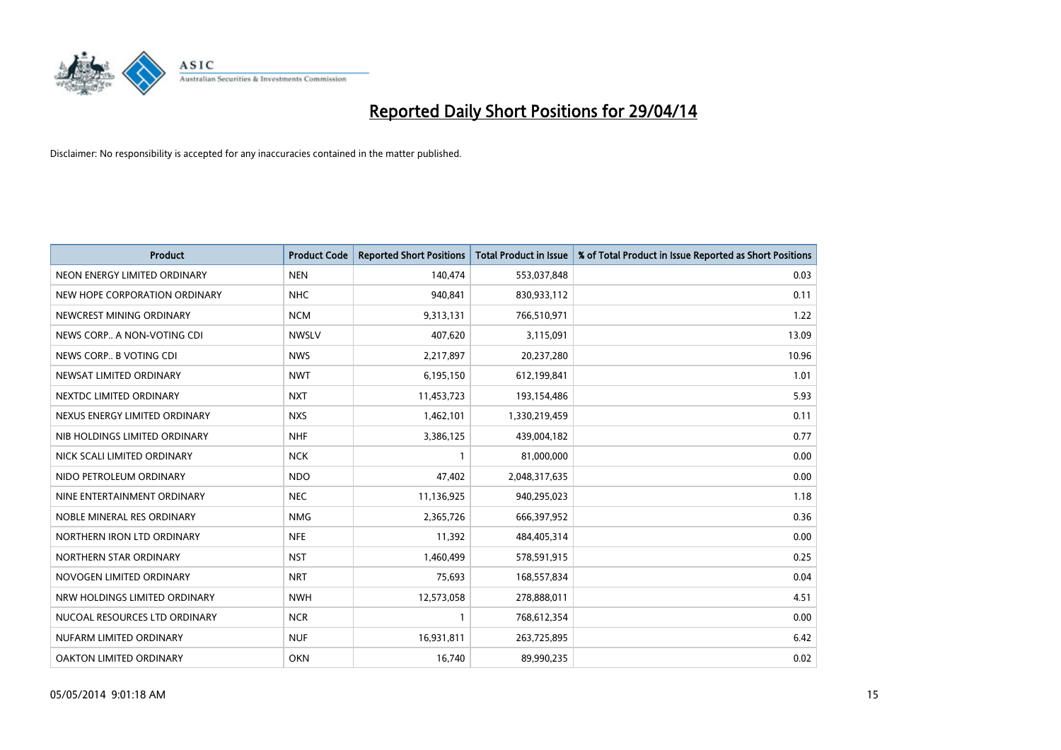# Reported Daily Short Positions for 29/04/14

Disclaimer: No responsibility is accepted for any inaccuracies contained in the matter published.

| Product | Product Code | Reported Short Positions | Total Product in Issue | % of Total Product in Issue Reported as Short Positions |
|---|---|---|---|---|
| NEON ENERGY LIMITED ORDINARY | NEN | 140,474 | 553,037,848 | 0.03 |
| NEW HOPE CORPORATION ORDINARY | NHC | 940,841 | 830,933,112 | 0.11 |
| NEWCREST MINING ORDINARY | NCM | 9,313,131 | 766,510,971 | 1.22 |
| NEWS CORP.. A NON-VOTING CDI | NWSLV | 407,620 | 3,115,091 | 13.09 |
| NEWS CORP.. B VOTING CDI | NWS | 2,217,897 | 20,237,280 | 10.96 |
| NEWSAT LIMITED ORDINARY | NWT | 6,195,150 | 612,199,841 | 1.01 |
| NEXTDC LIMITED ORDINARY | NXT | 11,453,723 | 193,154,486 | 5.93 |
| NEXUS ENERGY LIMITED ORDINARY | NXS | 1,462,101 | 1,330,219,459 | 0.11 |
| NIB HOLDINGS LIMITED ORDINARY | NHF | 3,386,125 | 439,004,182 | 0.77 |
| NICK SCALI LIMITED ORDINARY | NCK | 1 | 81,000,000 | 0.00 |
| NIDO PETROLEUM ORDINARY | NDO | 47,402 | 2,048,317,635 | 0.00 |
| NINE ENTERTAINMENT ORDINARY | NEC | 11,136,925 | 940,295,023 | 1.18 |
| NOBLE MINERAL RES ORDINARY | NMG | 2,365,726 | 666,397,952 | 0.36 |
| NORTHERN IRON LTD ORDINARY | NFE | 11,392 | 484,405,314 | 0.00 |
| NORTHERN STAR ORDINARY | NST | 1,460,499 | 578,591,915 | 0.25 |
| NOVOGEN LIMITED ORDINARY | NRT | 75,693 | 168,557,834 | 0.04 |
| NRW HOLDINGS LIMITED ORDINARY | NWH | 12,573,058 | 278,888,011 | 4.51 |
| NUCOAL RESOURCES LTD ORDINARY | NCR | 1 | 768,612,354 | 0.00 |
| NUFARM LIMITED ORDINARY | NUF | 16,931,811 | 263,725,895 | 6.42 |
| OAKTON LIMITED ORDINARY | OKN | 16,740 | 89,990,235 | 0.02 |

05/05/2014 9:01:18 AM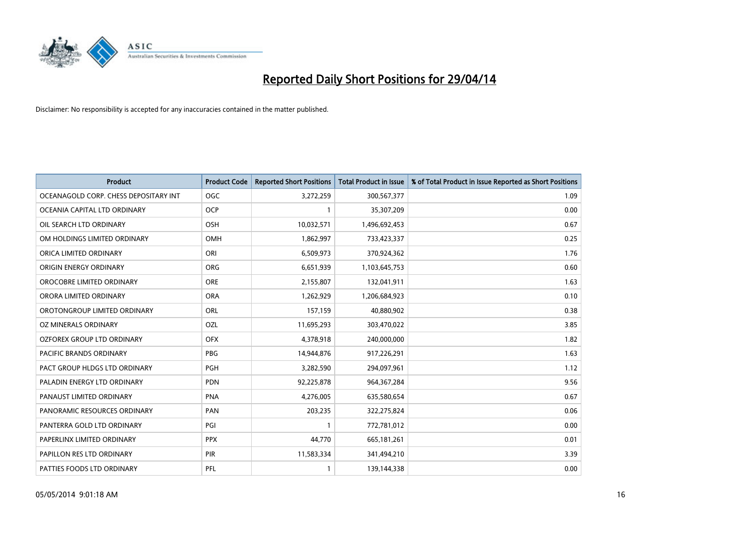# Reported Daily Short Positions for 29/04/14

Disclaimer: No responsibility is accepted for any inaccuracies contained in the matter published.

| Product | Product Code | Reported Short Positions | Total Product in Issue | % of Total Product in Issue Reported as Short Positions |
|---|---|---|---|---|
| OCEANAGOLD CORP. CHESS DEPOSITARY INT | OGC | 3,272,259 | 300,567,377 | 1.09 |
| OCEANIA CAPITAL LTD ORDINARY | OCP | 1 | 35,307,209 | 0.00 |
| OIL SEARCH LTD ORDINARY | OSH | 10,032,571 | 1,496,692,453 | 0.67 |
| OM HOLDINGS LIMITED ORDINARY | OMH | 1,862,997 | 733,423,337 | 0.25 |
| ORICA LIMITED ORDINARY | ORI | 6,509,973 | 370,924,362 | 1.76 |
| ORIGIN ENERGY ORDINARY | ORG | 6,651,939 | 1,103,645,753 | 0.60 |
| OROCOBRE LIMITED ORDINARY | ORE | 2,155,807 | 132,041,911 | 1.63 |
| ORORA LIMITED ORDINARY | ORA | 1,262,929 | 1,206,684,923 | 0.10 |
| OROTONGROUP LIMITED ORDINARY | ORL | 157,159 | 40,880,902 | 0.38 |
| OZ MINERALS ORDINARY | OZL | 11,695,293 | 303,470,022 | 3.85 |
| OZFOREX GROUP LTD ORDINARY | OFX | 4,378,918 | 240,000,000 | 1.82 |
| PACIFIC BRANDS ORDINARY | PBG | 14,944,876 | 917,226,291 | 1.63 |
| PACT GROUP HLDGS LTD ORDINARY | PGH | 3,282,590 | 294,097,961 | 1.12 |
| PALADIN ENERGY LTD ORDINARY | PDN | 92,225,878 | 964,367,284 | 9.56 |
| PANAUST LIMITED ORDINARY | PNA | 4,276,005 | 635,580,654 | 0.67 |
| PANORAMIC RESOURCES ORDINARY | PAN | 203,235 | 322,275,824 | 0.06 |
| PANTERRA GOLD LTD ORDINARY | PGI | 1 | 772,781,012 | 0.00 |
| PAPERLINX LIMITED ORDINARY | PPX | 44,770 | 665,181,261 | 0.01 |
| PAPILLON RES LTD ORDINARY | PIR | 11,583,334 | 341,494,210 | 3.39 |
| PATTIES FOODS LTD ORDINARY | PFL | 1 | 139,144,338 | 0.00 |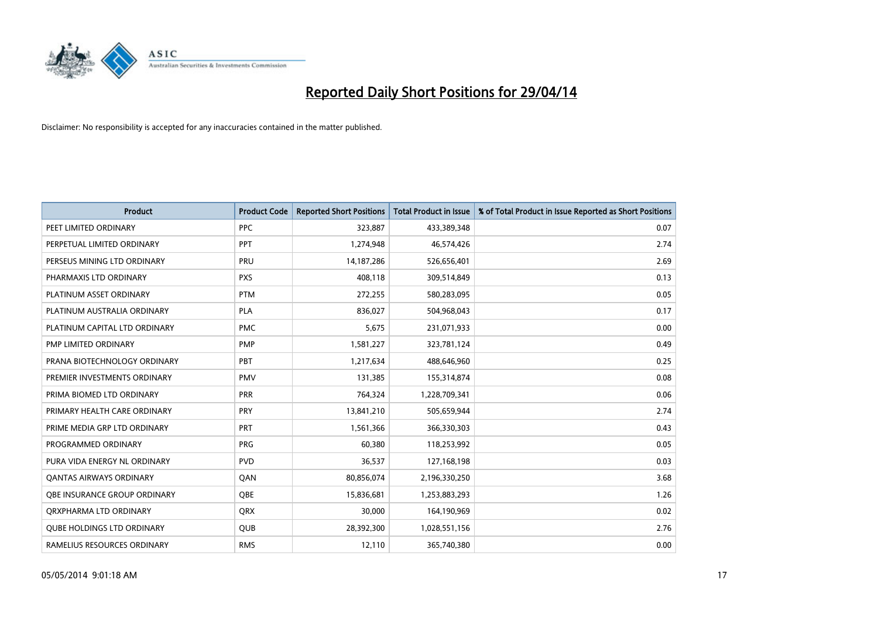# Reported Daily Short Positions for 29/04/14

Disclaimer: No responsibility is accepted for any inaccuracies contained in the matter published.

| Product | Product Code | Reported Short Positions | Total Product in Issue | % of Total Product in Issue Reported as Short Positions |
|---|---|---|---|---|
| PEET LIMITED ORDINARY | PPC | 323,887 | 433,389,348 | 0.07 |
| PERPETUAL LIMITED ORDINARY | PPT | 1,274,948 | 46,574,426 | 2.74 |
| PERSEUS MINING LTD ORDINARY | PRU | 14,187,286 | 526,656,401 | 2.69 |
| PHARMAXIS LTD ORDINARY | PXS | 408,118 | 309,514,849 | 0.13 |
| PLATINUM ASSET ORDINARY | PTM | 272,255 | 580,283,095 | 0.05 |
| PLATINUM AUSTRALIA ORDINARY | PLA | 836,027 | 504,968,043 | 0.17 |
| PLATINUM CAPITAL LTD ORDINARY | PMC | 5,675 | 231,071,933 | 0.00 |
| PMP LIMITED ORDINARY | PMP | 1,581,227 | 323,781,124 | 0.49 |
| PRANA BIOTECHNOLOGY ORDINARY | PBT | 1,217,634 | 488,646,960 | 0.25 |
| PREMIER INVESTMENTS ORDINARY | PMV | 131,385 | 155,314,874 | 0.08 |
| PRIMA BIOMED LTD ORDINARY | PRR | 764,324 | 1,228,709,341 | 0.06 |
| PRIMARY HEALTH CARE ORDINARY | PRY | 13,841,210 | 505,659,944 | 2.74 |
| PRIME MEDIA GRP LTD ORDINARY | PRT | 1,561,366 | 366,330,303 | 0.43 |
| PROGRAMMED ORDINARY | PRG | 60,380 | 118,253,992 | 0.05 |
| PURA VIDA ENERGY NL ORDINARY | PVD | 36,537 | 127,168,198 | 0.03 |
| QANTAS AIRWAYS ORDINARY | QAN | 80,856,074 | 2,196,330,250 | 3.68 |
| QBE INSURANCE GROUP ORDINARY | QBE | 15,836,681 | 1,253,883,293 | 1.26 |
| QRXPHARMA LTD ORDINARY | QRX | 30,000 | 164,190,969 | 0.02 |
| QUBE HOLDINGS LTD ORDINARY | QUB | 28,392,300 | 1,028,551,156 | 2.76 |
| RAMELIUS RESOURCES ORDINARY | RMS | 12,110 | 365,740,380 | 0.00 |

05/05/2014 9:01:18 AM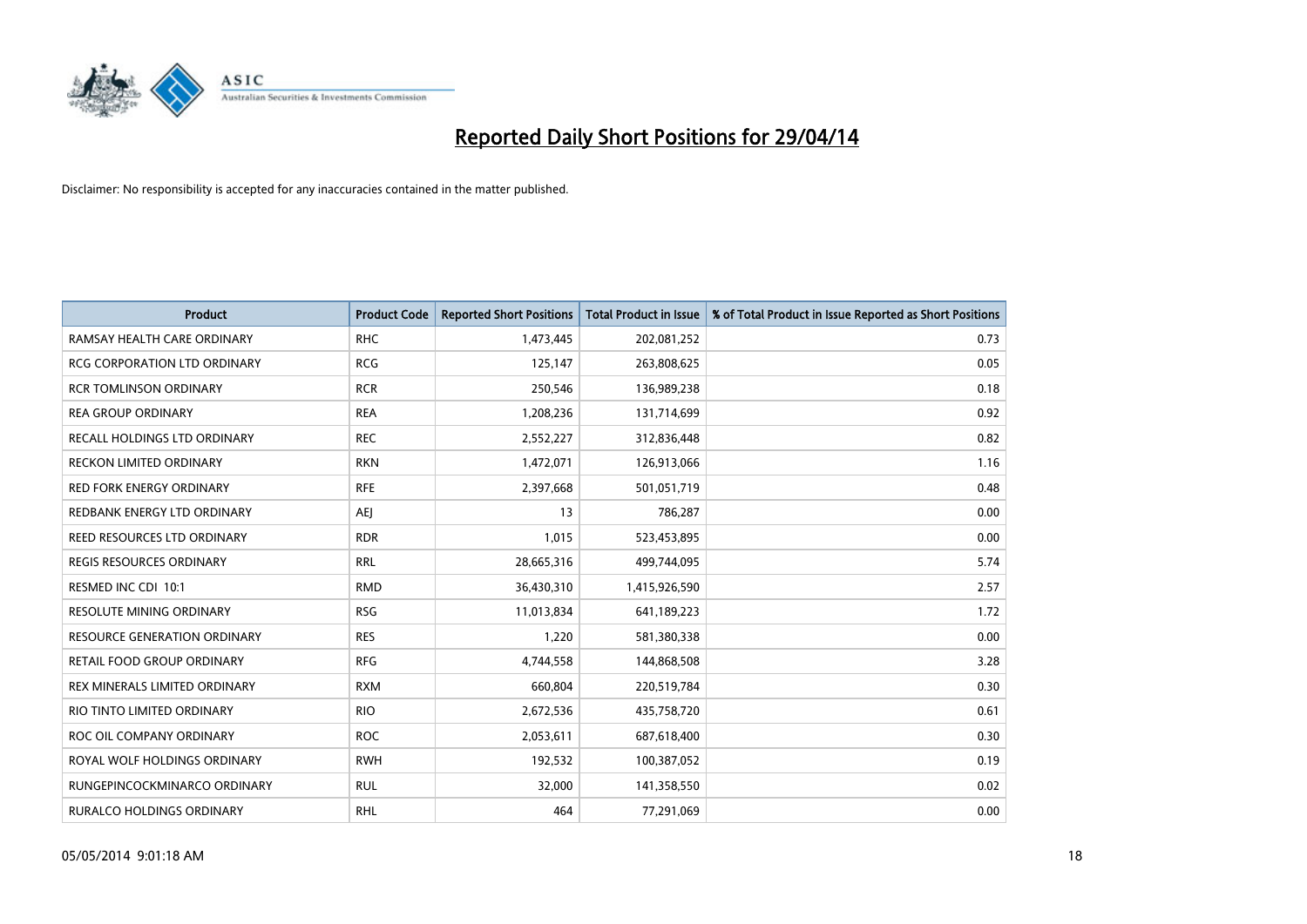# Reported Daily Short Positions for 29/04/14

Disclaimer: No responsibility is accepted for any inaccuracies contained in the matter published.

| Product | Product Code | Reported Short Positions | Total Product in Issue | % of Total Product in Issue Reported as Short Positions |
|---|---|---|---|---|
| RAMSAY HEALTH CARE ORDINARY | RHC | 1,473,445 | 202,081,252 | 0.73 |
| RCG CORPORATION LTD ORDINARY | RCG | 125,147 | 263,808,625 | 0.05 |
| RCR TOMLINSON ORDINARY | RCR | 250,546 | 136,989,238 | 0.18 |
| REA GROUP ORDINARY | REA | 1,208,236 | 131,714,699 | 0.92 |
| RECALL HOLDINGS LTD ORDINARY | REC | 2,552,227 | 312,836,448 | 0.82 |
| RECKON LIMITED ORDINARY | RKN | 1,472,071 | 126,913,066 | 1.16 |
| RED FORK ENERGY ORDINARY | RFE | 2,397,668 | 501,051,719 | 0.48 |
| REDBANK ENERGY LTD ORDINARY | AEJ | 13 | 786,287 | 0.00 |
| REED RESOURCES LTD ORDINARY | RDR | 1,015 | 523,453,895 | 0.00 |
| REGIS RESOURCES ORDINARY | RRL | 28,665,316 | 499,744,095 | 5.74 |
| RESMED INC CDI 10:1 | RMD | 36,430,310 | 1,415,926,590 | 2.57 |
| RESOLUTE MINING ORDINARY | RSG | 11,013,834 | 641,189,223 | 1.72 |
| RESOURCE GENERATION ORDINARY | RES | 1,220 | 581,380,338 | 0.00 |
| RETAIL FOOD GROUP ORDINARY | RFG | 4,744,558 | 144,868,508 | 3.28 |
| REX MINERALS LIMITED ORDINARY | RXM | 660,804 | 220,519,784 | 0.30 |
| RIO TINTO LIMITED ORDINARY | RIO | 2,672,536 | 435,758,720 | 0.61 |
| ROC OIL COMPANY ORDINARY | ROC | 2,053,611 | 687,618,400 | 0.30 |
| ROYAL WOLF HOLDINGS ORDINARY | RWH | 192,532 | 100,387,052 | 0.19 |
| RUNGEPINCOCKMINARCO ORDINARY | RUL | 32,000 | 141,358,550 | 0.02 |
| RURALCO HOLDINGS ORDINARY | RHL | 464 | 77,291,069 | 0.00 |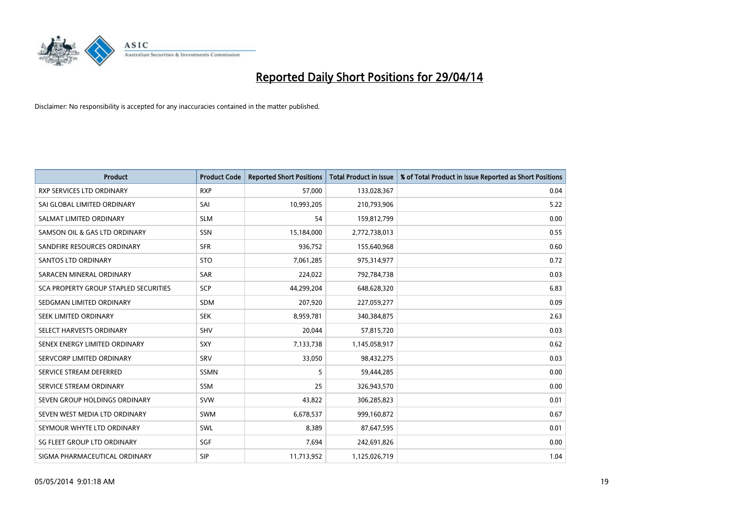# Reported Daily Short Positions for 29/04/14

Disclaimer: No responsibility is accepted for any inaccuracies contained in the matter published.

| Product | Product Code | Reported Short Positions | Total Product in Issue | % of Total Product in Issue Reported as Short Positions |
|---|---|---|---|---|
| RXP SERVICES LTD ORDINARY | RXP | 57,000 | 133,028,367 | 0.04 |
| SAI GLOBAL LIMITED ORDINARY | SAI | 10,993,205 | 210,793,906 | 5.22 |
| SALMAT LIMITED ORDINARY | SLM | 54 | 159,812,799 | 0.00 |
| SAMSON OIL & GAS LTD ORDINARY | SSN | 15,184,000 | 2,772,738,013 | 0.55 |
| SANDFIRE RESOURCES ORDINARY | SFR | 936,752 | 155,640,968 | 0.60 |
| SANTOS LTD ORDINARY | STO | 7,061,285 | 975,314,977 | 0.72 |
| SARACEN MINERAL ORDINARY | SAR | 224,022 | 792,784,738 | 0.03 |
| SCA PROPERTY GROUP STAPLED SECURITIES | SCP | 44,299,204 | 648,628,320 | 6.83 |
| SEDGMAN LIMITED ORDINARY | SDM | 207,920 | 227,059,277 | 0.09 |
| SEEK LIMITED ORDINARY | SEK | 8,959,781 | 340,384,875 | 2.63 |
| SELECT HARVESTS ORDINARY | SHV | 20,044 | 57,815,720 | 0.03 |
| SENEX ENERGY LIMITED ORDINARY | SXY | 7,133,738 | 1,145,058,917 | 0.62 |
| SERVCORP LIMITED ORDINARY | SRV | 33,050 | 98,432,275 | 0.03 |
| SERVICE STREAM DEFERRED | SSMN | 5 | 59,444,285 | 0.00 |
| SERVICE STREAM ORDINARY | SSM | 25 | 326,943,570 | 0.00 |
| SEVEN GROUP HOLDINGS ORDINARY | SVW | 43,822 | 306,285,823 | 0.01 |
| SEVEN WEST MEDIA LTD ORDINARY | SWM | 6,678,537 | 999,160,872 | 0.67 |
| SEYMOUR WHYTE LTD ORDINARY | SWL | 8,389 | 87,647,595 | 0.01 |
| SG FLEET GROUP LTD ORDINARY | SGF | 7,694 | 242,691,826 | 0.00 |
| SIGMA PHARMACEUTICAL ORDINARY | SIP | 11,713,952 | 1,125,026,719 | 1.04 |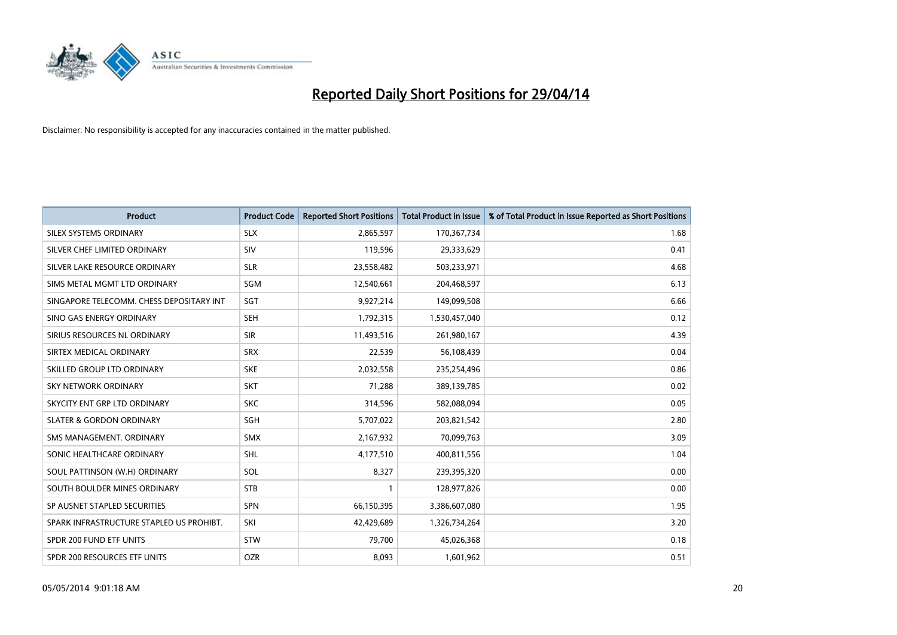# Reported Daily Short Positions for 29/04/14

Disclaimer: No responsibility is accepted for any inaccuracies contained in the matter published.

| Product | Product Code | Reported Short Positions | Total Product in Issue | % of Total Product in Issue Reported as Short Positions |
|---|---|---|---|---|
| SILEX SYSTEMS ORDINARY | SLX | 2,865,597 | 170,367,734 | 1.68 |
| SILVER CHEF LIMITED ORDINARY | SIV | 119,596 | 29,333,629 | 0.41 |
| SILVER LAKE RESOURCE ORDINARY | SLR | 23,558,482 | 503,233,971 | 4.68 |
| SIMS METAL MGMT LTD ORDINARY | SGM | 12,540,661 | 204,468,597 | 6.13 |
| SINGAPORE TELECOMM. CHESS DEPOSITARY INT | SGT | 9,927,214 | 149,099,508 | 6.66 |
| SINO GAS ENERGY ORDINARY | SEH | 1,792,315 | 1,530,457,040 | 0.12 |
| SIRIUS RESOURCES NL ORDINARY | SIR | 11,493,516 | 261,980,167 | 4.39 |
| SIRTEX MEDICAL ORDINARY | SRX | 22,539 | 56,108,439 | 0.04 |
| SKILLED GROUP LTD ORDINARY | SKE | 2,032,558 | 235,254,496 | 0.86 |
| SKY NETWORK ORDINARY | SKT | 71,288 | 389,139,785 | 0.02 |
| SKYCITY ENT GRP LTD ORDINARY | SKC | 314,596 | 582,088,094 | 0.05 |
| SLATER & GORDON ORDINARY | SGH | 5,707,022 | 203,821,542 | 2.80 |
| SMS MANAGEMENT. ORDINARY | SMX | 2,167,932 | 70,099,763 | 3.09 |
| SONIC HEALTHCARE ORDINARY | SHL | 4,177,510 | 400,811,556 | 1.04 |
| SOUL PATTINSON (W.H) ORDINARY | SOL | 8,327 | 239,395,320 | 0.00 |
| SOUTH BOULDER MINES ORDINARY | STB | 1 | 128,977,826 | 0.00 |
| SP AUSNET STAPLED SECURITIES | SPN | 66,150,395 | 3,386,607,080 | 1.95 |
| SPARK INFRASTRUCTURE STAPLED US PROHIBT. | SKI | 42,429,689 | 1,326,734,264 | 3.20 |
| SPDR 200 FUND ETF UNITS | STW | 79,700 | 45,026,368 | 0.18 |
| SPDR 200 RESOURCES ETF UNITS | OZR | 8,093 | 1,601,962 | 0.51 |

05/05/2014 9:01:18 AM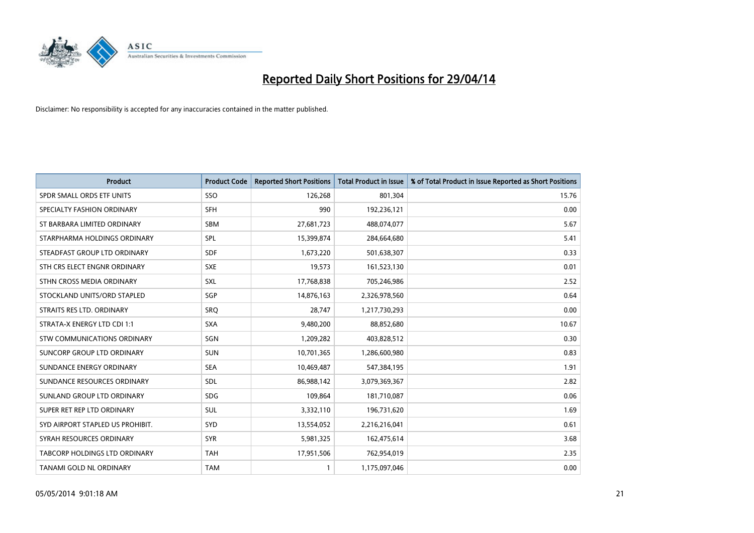# Reported Daily Short Positions for 29/04/14

Disclaimer: No responsibility is accepted for any inaccuracies contained in the matter published.

| Product | Product Code | Reported Short Positions | Total Product in Issue | % of Total Product in Issue Reported as Short Positions |
|---|---|---|---|---|
| SPDR SMALL ORDS ETF UNITS | SSO | 126,268 | 801,304 | 15.76 |
| SPECIALTY FASHION ORDINARY | SFH | 990 | 192,236,121 | 0.00 |
| ST BARBARA LIMITED ORDINARY | SBM | 27,681,723 | 488,074,077 | 5.67 |
| STARPHARMA HOLDINGS ORDINARY | SPL | 15,399,874 | 284,664,680 | 5.41 |
| STEADFAST GROUP LTD ORDINARY | SDF | 1,673,220 | 501,638,307 | 0.33 |
| STH CRS ELECT ENGNR ORDINARY | SXE | 19,573 | 161,523,130 | 0.01 |
| STHN CROSS MEDIA ORDINARY | SXL | 17,768,838 | 705,246,986 | 2.52 |
| STOCKLAND UNITS/ORD STAPLED | SGP | 14,876,163 | 2,326,978,560 | 0.64 |
| STRAITS RES LTD. ORDINARY | SRQ | 28,747 | 1,217,730,293 | 0.00 |
| STRATA-X ENERGY LTD CDI 1:1 | SXA | 9,480,200 | 88,852,680 | 10.67 |
| STW COMMUNICATIONS ORDINARY | SGN | 1,209,282 | 403,828,512 | 0.30 |
| SUNCORP GROUP LTD ORDINARY | SUN | 10,701,365 | 1,286,600,980 | 0.83 |
| SUNDANCE ENERGY ORDINARY | SEA | 10,469,487 | 547,384,195 | 1.91 |
| SUNDANCE RESOURCES ORDINARY | SDL | 86,988,142 | 3,079,369,367 | 2.82 |
| SUNLAND GROUP LTD ORDINARY | SDG | 109,864 | 181,710,087 | 0.06 |
| SUPER RET REP LTD ORDINARY | SUL | 3,332,110 | 196,731,620 | 1.69 |
| SYD AIRPORT STAPLED US PROHIBIT. | SYD | 13,554,052 | 2,216,216,041 | 0.61 |
| SYRAH RESOURCES ORDINARY | SYR | 5,981,325 | 162,475,614 | 3.68 |
| TABCORP HOLDINGS LTD ORDINARY | TAH | 17,951,506 | 762,954,019 | 2.35 |
| TANAMI GOLD NL ORDINARY | TAM | 1 | 1,175,097,046 | 0.00 |

05/05/2014 9:01:18 AM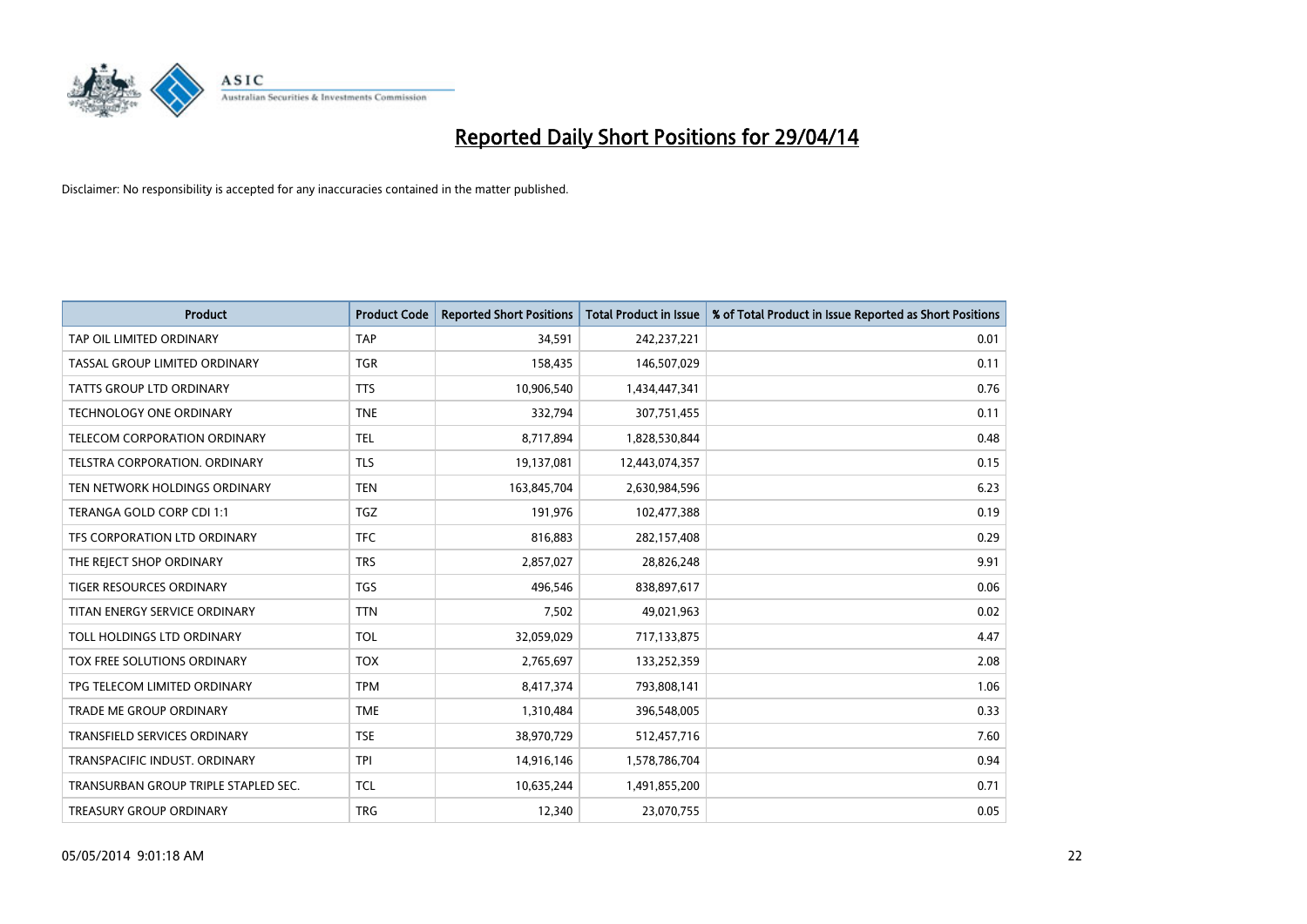# Reported Daily Short Positions for 29/04/14

Disclaimer: No responsibility is accepted for any inaccuracies contained in the matter published.

| Product | Product Code | Reported Short Positions | Total Product in Issue | % of Total Product in Issue Reported as Short Positions |
|---|---|---|---|---|
| TAP OIL LIMITED ORDINARY | TAP | 34,591 | 242,237,221 | 0.01 |
| TASSAL GROUP LIMITED ORDINARY | TGR | 158,435 | 146,507,029 | 0.11 |
| TATTS GROUP LTD ORDINARY | TTS | 10,906,540 | 1,434,447,341 | 0.76 |
| TECHNOLOGY ONE ORDINARY | TNE | 332,794 | 307,751,455 | 0.11 |
| TELECOM CORPORATION ORDINARY | TEL | 8,717,894 | 1,828,530,844 | 0.48 |
| TELSTRA CORPORATION. ORDINARY | TLS | 19,137,081 | 12,443,074,357 | 0.15 |
| TEN NETWORK HOLDINGS ORDINARY | TEN | 163,845,704 | 2,630,984,596 | 6.23 |
| TERANGA GOLD CORP CDI 1:1 | TGZ | 191,976 | 102,477,388 | 0.19 |
| TFS CORPORATION LTD ORDINARY | TFC | 816,883 | 282,157,408 | 0.29 |
| THE REJECT SHOP ORDINARY | TRS | 2,857,027 | 28,826,248 | 9.91 |
| TIGER RESOURCES ORDINARY | TGS | 496,546 | 838,897,617 | 0.06 |
| TITAN ENERGY SERVICE ORDINARY | TTN | 7,502 | 49,021,963 | 0.02 |
| TOLL HOLDINGS LTD ORDINARY | TOL | 32,059,029 | 717,133,875 | 4.47 |
| TOX FREE SOLUTIONS ORDINARY | TOX | 2,765,697 | 133,252,359 | 2.08 |
| TPG TELECOM LIMITED ORDINARY | TPM | 8,417,374 | 793,808,141 | 1.06 |
| TRADE ME GROUP ORDINARY | TME | 1,310,484 | 396,548,005 | 0.33 |
| TRANSFIELD SERVICES ORDINARY | TSE | 38,970,729 | 512,457,716 | 7.60 |
| TRANSPACIFIC INDUST. ORDINARY | TPI | 14,916,146 | 1,578,786,704 | 0.94 |
| TRANSURBAN GROUP TRIPLE STAPLED SEC. | TCL | 10,635,244 | 1,491,855,200 | 0.71 |
| TREASURY GROUP ORDINARY | TRG | 12,340 | 23,070,755 | 0.05 |

05/05/2014 9:01:18 AM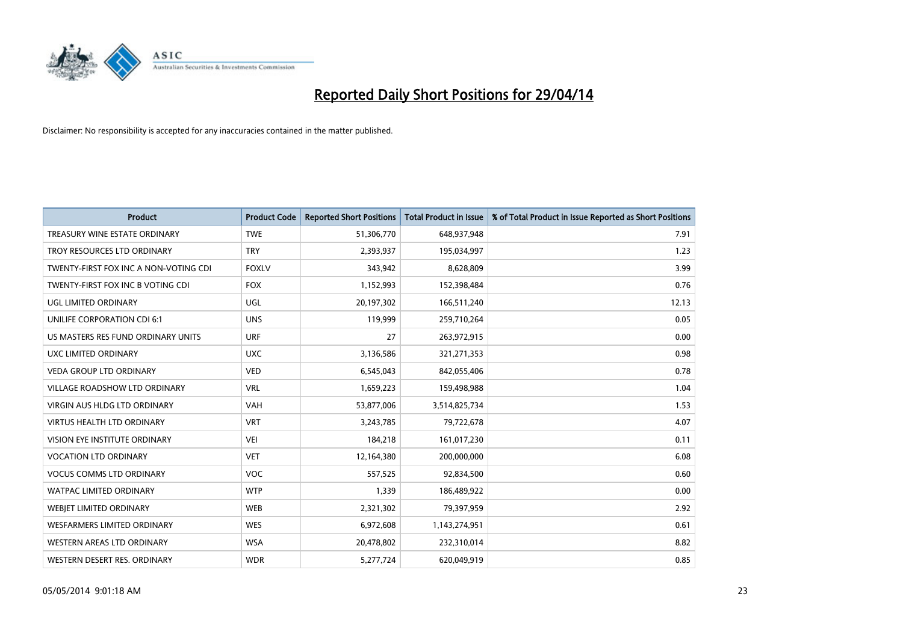# Reported Daily Short Positions for 29/04/14

Disclaimer: No responsibility is accepted for any inaccuracies contained in the matter published.

| Product | Product Code | Reported Short Positions | Total Product in Issue | % of Total Product in Issue Reported as Short Positions |
|---|---|---|---|---|
| TREASURY WINE ESTATE ORDINARY | TWE | 51,306,770 | 648,937,948 | 7.91 |
| TROY RESOURCES LTD ORDINARY | TRY | 2,393,937 | 195,034,997 | 1.23 |
| TWENTY-FIRST FOX INC A NON-VOTING CDI | FOXLV | 343,942 | 8,628,809 | 3.99 |
| TWENTY-FIRST FOX INC B VOTING CDI | FOX | 1,152,993 | 152,398,484 | 0.76 |
| UGL LIMITED ORDINARY | UGL | 20,197,302 | 166,511,240 | 12.13 |
| UNILIFE CORPORATION CDI 6:1 | UNS | 119,999 | 259,710,264 | 0.05 |
| US MASTERS RES FUND ORDINARY UNITS | URF | 27 | 263,972,915 | 0.00 |
| UXC LIMITED ORDINARY | UXC | 3,136,586 | 321,271,353 | 0.98 |
| VEDA GROUP LTD ORDINARY | VED | 6,545,043 | 842,055,406 | 0.78 |
| VILLAGE ROADSHOW LTD ORDINARY | VRL | 1,659,223 | 159,498,988 | 1.04 |
| VIRGIN AUS HLDG LTD ORDINARY | VAH | 53,877,006 | 3,514,825,734 | 1.53 |
| VIRTUS HEALTH LTD ORDINARY | VRT | 3,243,785 | 79,722,678 | 4.07 |
| VISION EYE INSTITUTE ORDINARY | VEI | 184,218 | 161,017,230 | 0.11 |
| VOCATION LTD ORDINARY | VET | 12,164,380 | 200,000,000 | 6.08 |
| VOCUS COMMS LTD ORDINARY | VOC | 557,525 | 92,834,500 | 0.60 |
| WATPAC LIMITED ORDINARY | WTP | 1,339 | 186,489,922 | 0.00 |
| WEBJET LIMITED ORDINARY | WEB | 2,321,302 | 79,397,959 | 2.92 |
| WESFARMERS LIMITED ORDINARY | WES | 6,972,608 | 1,143,274,951 | 0.61 |
| WESTERN AREAS LTD ORDINARY | WSA | 20,478,802 | 232,310,014 | 8.82 |
| WESTERN DESERT RES. ORDINARY | WDR | 5,277,724 | 620,049,919 | 0.85 |

05/05/2014 9:01:18 AM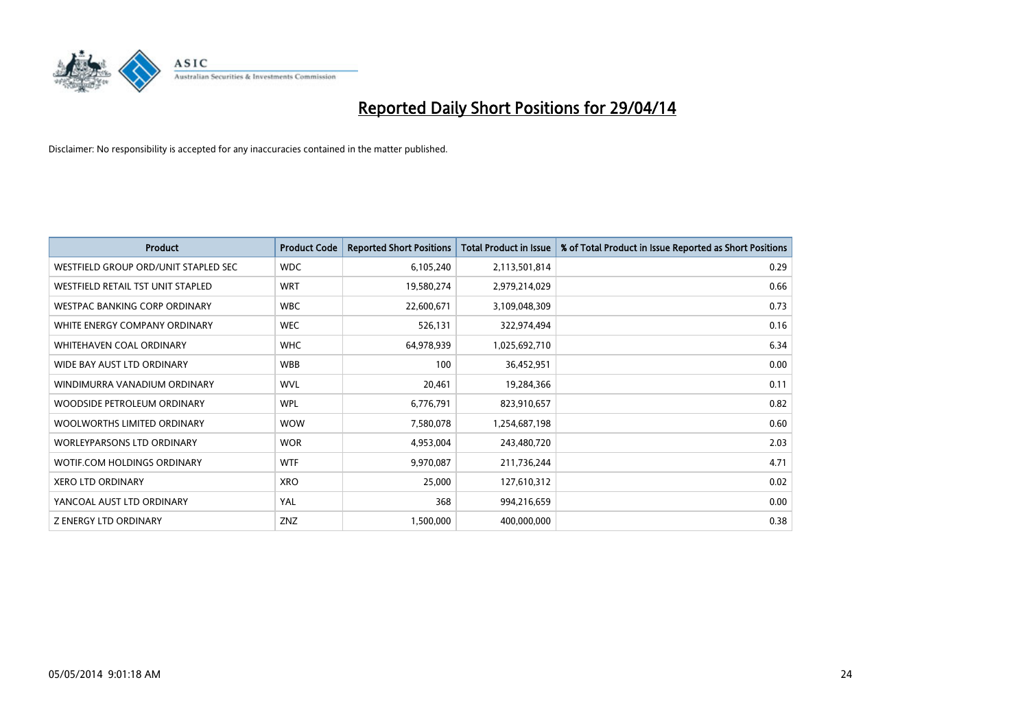# Reported Daily Short Positions for 29/04/14

Disclaimer: No responsibility is accepted for any inaccuracies contained in the matter published.

| Product | Product Code | Reported Short Positions | Total Product in Issue | % of Total Product in Issue Reported as Short Positions |
|---|---|---|---|---|
| WESTFIELD GROUP ORD/UNIT STAPLED SEC | WDC | 6,105,240 | 2,113,501,814 | 0.29 |
| WESTFIELD RETAIL TST UNIT STAPLED | WRT | 19,580,274 | 2,979,214,029 | 0.66 |
| WESTPAC BANKING CORP ORDINARY | WBC | 22,600,671 | 3,109,048,309 | 0.73 |
| WHITE ENERGY COMPANY ORDINARY | WEC | 526,131 | 322,974,494 | 0.16 |
| WHITEHAVEN COAL ORDINARY | WHC | 64,978,939 | 1,025,692,710 | 6.34 |
| WIDE BAY AUST LTD ORDINARY | WBB | 100 | 36,452,951 | 0.00 |
| WINDIMURRA VANADIUM ORDINARY | WVL | 20,461 | 19,284,366 | 0.11 |
| WOODSIDE PETROLEUM ORDINARY | WPL | 6,776,791 | 823,910,657 | 0.82 |
| WOOLWORTHS LIMITED ORDINARY | WOW | 7,580,078 | 1,254,687,198 | 0.60 |
| WORLEYPARSONS LTD ORDINARY | WOR | 4,953,004 | 243,480,720 | 2.03 |
| WOTIF.COM HOLDINGS ORDINARY | WTF | 9,970,087 | 211,736,244 | 4.71 |
| XERO LTD ORDINARY | XRO | 25,000 | 127,610,312 | 0.02 |
| YANCOAL AUST LTD ORDINARY | YAL | 368 | 994,216,659 | 0.00 |
| Z ENERGY LTD ORDINARY | ZNZ | 1,500,000 | 400,000,000 | 0.38 |

05/05/2014 9:01:18 AM